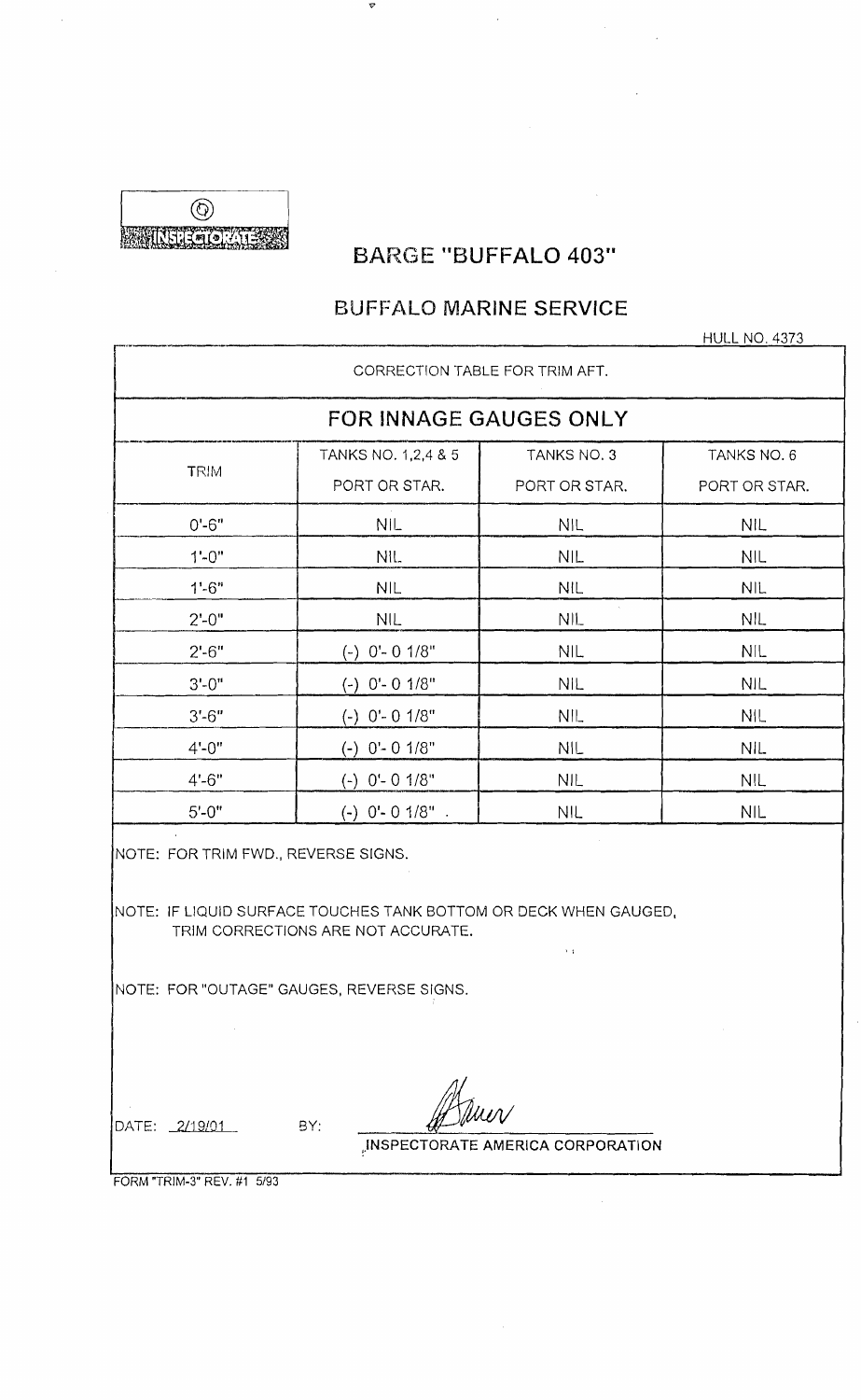INSPECTORATE

# BARGE "BUFFALO 403"

## BUFFALO MARINE SERVICE

HULL NO. 4373

CORRECTION TABLE FOR TRIM AFT.

### FOR INNAGE GAUGES ONLY

| TRIM | TANKS NO. 1,2,4 & 5 PORT OR STAR. | TANKS NO. 3 PORT OR STAR. | TANKS NO. 6 PORT OR STAR. |
|---|---|---|---|
| 0'-6" | NIL | NIL | NIL |
| 1'-0" | NIL | NIL | NIL |
| 1'-6" | NIL | NIL | NIL |
| 2'-0" | NIL | NIL | NIL |
| 2'-6" | (-) 0'- 0 1/8" | NIL | NIL |
| 3'-0" | (-) 0'- 0 1/8" | NIL | NIL |
| 3'-6" | (-) 0'- 0 1/8" | NIL | NIL |
| 4'-0" | (-) 0'- 0 1/8" | NIL | NIL |
| 4'-6" | (-) 0'- 0 1/8" | NIL | NIL |
| 5'-0" | (-) 0'- 0 1/8" . | NIL | NIL |

NOTE: FOR TRIM FWD., REVERSE SIGNS.

NOTE: IF LIQUID SURFACE TOUCHES TANK BOTTOM OR DECK WHEN GAUGED, TRIM CORRECTIONS ARE NOT ACCURATE.

NOTE: FOR "OUTAGE" GAUGES, REVERSE SIGNS.

DATE: 2/19/01 BY: INSPECTORATE AMERICA CORPORATION

FORM "TRIM-3" REV. #1 5/93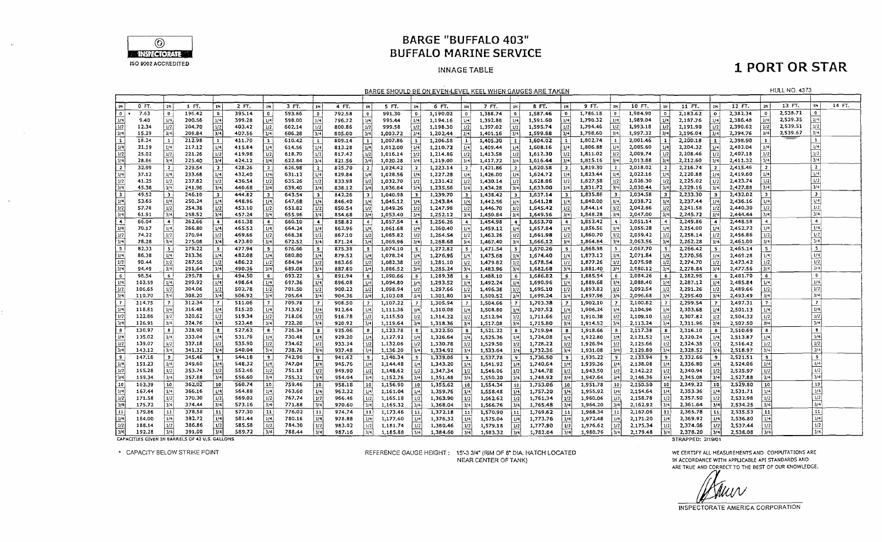# BARGE "BUFFALO 403"
## BUFFALO MARINE SERVICE

INSPECTORATE
ISO 9002 ACCREDITED

INNAGE TABLE

# 1 PORT OR STAR

BARGE SHOULD BE ON EVEN-LEVEL KEEL WHEN GAUGES ARE TAKEN

HULL NO. 4373

| IN | 0 FT. | 1 FT. | 2 FT. | 3 FT. | 4 FT. | 5 FT. | 6 FT. | 7 FT. | 8 FT. | 9 FT. | 10 FT. | 11 FT. | 12 FT. | 13 FT. | 14 FT. |
|---|---|---|---|---|---|---|---|---|---|---|---|---|---|---|---|
| 0 | 7.63 * | 196.42 | 395.14 | 593.86 | 792.58 | 991.30 | 1,190.02 | 1,388.74 | 1,587.46 | 1,786.18 | 1,984.90 | 2,183.62 | 2,382.34 | 2,538.71 | |
| 1/4 | 9.40 | 200.56 | 399.28 | 598.00 | 796.72 | 995.44 | 1,194.16 | 1,392.88 | 1,591.60 | 1,790.32 | 1,989.04 | 2,187.76 | 2,386.48 | 2,539.35 | |
| 1/2 | 12.34 | 204.70 | 403.42 | 602.14 | 800.86 | 999.58 | 1,198.30 | 1,397.02 | 1,595.74 | 1,794.46 | 1,993.18 | 2,191.90 | 2,390.62 | 2,539.51 | |
| 3/4 | 15.29 | 208.84 | 407.56 | 606.28 | 805.00 | 1,003.72 | 1,202.44 | 1,401.16 | 1,599.88 | 1,798.60 | 1,997.32 | 2,196.04 | 2,394.76 | 2,539.67 | |
| 1 | 18.24 | 212.98 | 411.70 | 610.42 | 809.14 | 1,007.86 | 1,206.58 | 1,405.30 | 1,604.02 | 1,802.74 | 2,001.46 | 2,200.18 | 2,398.90 | | |
| 1/4 | 21.19 | 217.12 | 415.84 | 614.56 | 813.28 | 1,012.00 | 1,210.72 | 1,409.44 | 1,608.16 | 1,806.88 | 2,005.60 | 2,204.32 | 2,403.04 | | |
| 1/2 | 25.02 | 221.26 | 419.98 | 618.70 | 817.42 | 1,016.14 | 1,214.86 | 1,413.58 | 1,612.30 | 1,811.02 | 2,009.74 | 2,208.46 | 2,407.18 | | |
| 3/4 | 28.86 | 225.40 | 424.12 | 622.84 | 821.56 | 1,020.28 | 1,219.00 | 1,417.72 | 1,616.44 | 1,815.16 | 2,013.88 | 2,212.60 | 2,411.32 | | |
| 2 | 32.99 | 229.54 | 428.26 | 626.98 | 825.70 | 1,024.42 | 1,223.14 | 1,421.86 | 1,620.58 | 1,819.30 | 2,018.02 | 2,216.74 | 2,415.46 | | |
| 1/4 | 37.12 | 233.68 | 432.40 | 631.12 | 829.84 | 1,028.56 | 1,227.28 | 1,426.00 | 1,624.72 | 1,823.44 | 2,022.16 | 2,220.88 | 2,419.60 | | |
| 1/2 | 41.25 | 237.82 | 436.54 | 635.26 | 833.98 | 1,032.70 | 1,231.42 | 1,430.14 | 1,628.86 | 1,827.58 | 2,026.30 | 2,225.02 | 2,423.74 | | |
| 3/4 | 45.38 | 241.96 | 440.68 | 639.40 | 838.12 | 1,036.84 | 1,235.56 | 1,434.28 | 1,633.00 | 1,831.72 | 2,030.44 | 2,229.16 | 2,427.88 | | |
| 3 | 49.52 | 246.10 | 444.82 | 643.54 | 842.26 | 1,040.98 | 1,239.70 | 1,438.42 | 1,637.14 | 1,835.86 | 2,034.58 | 2,233.30 | 2,432.02 | | |
| 1/4 | 53.65 | 250.24 | 448.96 | 647.68 | 846.40 | 1,045.12 | 1,243.84 | 1,442.56 | 1,641.28 | 1,840.00 | 2,038.72 | 2,237.44 | 2,436.16 | | |
| 1/2 | 57.78 | 254.38 | 453.10 | 651.82 | 850.54 | 1,049.26 | 1,247.98 | 1,446.70 | 1,645.42 | 1,844.14 | 2,042.86 | 2,241.58 | 2,440.30 | | |
| 3/4 | 61.91 | 258.52 | 457.24 | 655.96 | 854.68 | 1,053.40 | 1,252.12 | 1,450.84 | 1,649.56 | 1,848.28 | 2,047.00 | 2,245.72 | 2,444.44 | | |
| 4 | 66.04 | 262.66 | 461.38 | 660.10 | 858.82 | 1,057.54 | 1,256.26 | 1,454.98 | 1,653.70 | 1,852.42 | 2,051.14 | 2,249.86 | 2,448.58 | | |
| 1/4 | 70.17 | 266.80 | 465.52 | 664.24 | 862.96 | 1,061.68 | 1,260.40 | 1,459.12 | 1,657.84 | 1,856.56 | 2,055.28 | 2,254.00 | 2,452.72 | | |
| 1/2 | 74.22 | 270.94 | 469.66 | 668.38 | 867.10 | 1,065.82 | 1,264.54 | 1,463.26 | 1,661.98 | 1,860.70 | 2,059.42 | 2,258.14 | 2,456.86 | | |
| 3/4 | 78.28 | 275.08 | 473.80 | 672.52 | 871.24 | 1,069.96 | 1,268.68 | 1,467.40 | 1,666.12 | 1,864.84 | 2,063.56 | 2,262.28 | 2,461.00 | | |
| 5 | 82.33 | 279.22 | 477.94 | 676.66 | 875.38 | 1,074.10 | 1,272.82 | 1,471.54 | 1,670.26 | 1,868.98 | 2,067.70 | 2,266.42 | 2,465.14 | | |
| 1/4 | 86.38 | 283.36 | 482.08 | 680.80 | 879.52 | 1,078.24 | 1,276.96 | 1,475.68 | 1,674.40 | 1,873.12 | 2,071.84 | 2,270.56 | 2,469.28 | | |
| 1/2 | 90.44 | 287.50 | 486.22 | 684.94 | 883.66 | 1,082.38 | 1,281.10 | 1,479.82 | 1,678.54 | 1,877.26 | 2,075.98 | 2,274.70 | 2,473.42 | | |
| 3/4 | 94.49 | 291.64 | 490.36 | 689.08 | 887.80 | 1,086.52 | 1,285.24 | 1,483.96 | 1,682.68 | 1,881.40 | 2,080.12 | 2,278.84 | 2,477.56 | | |
| 6 | 98.54 | 295.78 | 494.50 | 693.22 | 891.94 | 1,090.66 | 1,289.38 | 1,488.10 | 1,686.82 | 1,885.54 | 2,084.26 | 2,282.98 | 2,481.70 | | |
| 1/4 | 102.59 | 299.92 | 498.64 | 697.36 | 896.08 | 1,094.80 | 1,293.52 | 1,492.24 | 1,690.96 | 1,889.68 | 2,088.40 | 2,287.12 | 2,485.84 | | |
| 1/2 | 106.65 | 304.06 | 502.78 | 701.50 | 900.22 | 1,098.94 | 1,297.66 | 1,496.38 | 1,695.10 | 1,893.82 | 2,092.54 | 2,291.26 | 2,489.66 | | |
| 3/4 | 110.70 | 308.20 | 506.92 | 705.64 | 904.36 | 1,103.08 | 1,301.80 | 1,500.52 | 1,699.24 | 1,897.96 | 2,096.68 | 2,295.40 | 2,493.49 | | |
| 7 | 114.75 | 312.34 | 511.06 | 709.78 | 908.50 | 1,107.22 | 1,305.94 | 1,504.66 | 1,703.38 | 1,902.10 | 2,100.82 | 2,299.54 | 2,497.31 | | |
| 1/4 | 118.81 | 316.48 | 515.20 | 713.92 | 912.64 | 1,111.36 | 1,310.08 | 1,508.80 | 1,707.52 | 1,906.24 | 2,104.96 | 2,303.68 | 2,501.13 | | |
| 1/2 | 122.86 | 320.62 | 519.34 | 718.06 | 916.78 | 1,115.50 | 1,314.22 | 1,512.94 | 1,711.66 | 1,910.38 | 2,109.10 | 2,307.82 | 2,504.32 | | |
| 3/4 | 126.91 | 324.76 | 523.48 | 722.20 | 920.92 | 1,119.64 | 1,318.36 | 1,517.08 | 1,715.80 | 1,914.52 | 2,113.24 | 2,311.96 | 2,507.50 | | |
| 8 | 130.97 | 328.90 | 527.62 | 726.34 | 925.06 | 1,123.78 | 1,322.50 | 1,521.22 | 1,719.94 | 1,918.66 | 2,117.38 | 2,316.10 | 2,510.69 | | |
| 1/4 | 135.02 | 333.04 | 531.76 | 730.48 | 929.20 | 1,127.92 | 1,326.64 | 1,525.36 | 1,724.08 | 1,922.80 | 2,121.52 | 2,320.24 | 2,513.87 | | |
| 1/2 | 139.07 | 337.18 | 535.90 | 734.62 | 933.34 | 1,132.06 | 1,330.78 | 1,529.50 | 1,728.22 | 1,926.94 | 2,125.66 | 2,324.38 | 2,516.42 | | |
| 3/4 | 143.12 | 341.32 | 540.04 | 738.76 | 937.48 | 1,136.20 | 1,334.92 | 1,533.64 | 1,732.36 | 1,931.08 | 2,129.80 | 2,328.52 | 2,518.97 | | |
| 9 | 147.18 | 345.46 | 544.18 | 742.90 | 941.62 | 1,140.34 | 1,339.06 | 1,537.78 | 1,736.50 | 1,935.22 | 2,133.94 | 2,332.66 | 2,521.51 | | |
| 1/4 | 151.23 | 349.60 | 548.32 | 747.04 | 945.76 | 1,144.48 | 1,343.20 | 1,541.92 | 1,740.64 | 1,939.36 | 2,138.08 | 2,336.80 | 2,524.06 | | |
| 1/2 | 155.28 | 353.74 | 552.46 | 751.18 | 949.90 | 1,148.62 | 1,347.34 | 1,546.06 | 1,744.78 | 1,943.50 | 2,142.22 | 2,340.94 | 2,525.97 | | |
| 3/4 | 159.34 | 357.88 | 556.60 | 755.32 | 954.04 | 1,152.76 | 1,351.48 | 1,550.20 | 1,748.92 | 1,947.64 | 2,146.36 | 2,345.08 | 2,527.88 | | |
| 10 | 163.39 | 362.02 | 560.74 | 759.46 | 958.18 | 1,156.90 | 1,355.62 | 1,554.34 | 1,753.06 | 1,951.78 | 2,150.50 | 2,349.22 | 2,529.80 | | |
| 1/4 | 167.44 | 366.16 | 564.88 | 763.60 | 962.32 | 1,161.04 | 1,359.76 | 1,558.48 | 1,757.20 | 1,955.92 | 2,154.64 | 2,353.36 | 2,531.71 | | |
| 1/2 | 171.58 | 370.30 | 569.02 | 767.74 | 966.46 | 1,165.18 | 1,363.90 | 1,562.62 | 1,761.34 | 1,960.06 | 2,158.78 | 2,357.50 | 2,532.98 | | |
| 3/4 | 175.72 | 374.44 | 573.16 | 771.88 | 970.60 | 1,169.32 | 1,368.04 | 1,566.76 | 1,765.48 | 1,964.20 | 2,162.92 | 2,361.64 | 2,534.25 | | |
| 11 | 179.86 | 378.58 | 577.30 | 776.02 | 974.74 | 1,173.46 | 1,372.18 | 1,570.90 | 1,769.62 | 1,968.34 | 2,167.06 | 2,365.78 | 2,535.53 | | |
| 1/4 | 184.00 | 382.72 | 581.44 | 780.16 | 978.88 | 1,177.60 | 1,376.32 | 1,575.04 | 1,773.76 | 1,972.48 | 2,171.20 | 2,369.92 | 2,536.80 | | |
| 1/2 | 188.14 | 386.86 | 585.58 | 784.30 | 983.02 | 1,181.74 | 1,380.46 | 1,579.18 | 1,777.90 | 1,976.62 | 2,175.34 | 2,374.06 | 2,537.44 | | |
| 3/4 | 192.28 | 391.00 | 589.72 | 788.44 | 987.16 | 1,185.88 | 1,384.60 | 1,583.32 | 1,782.04 | 1,980.76 | 2,179.48 | 2,378.20 | 2,538.08 | | |

CAPACITIES GIVEN IN BARRELS OF 42 U.S. GALLONS

STRAPPED: 2/19/01

* CAPACITY BELOW STRIKE POINT

REFERENCE GAUGE HEIGHT: 15'-3 3/4" (RIM OF 8" DIA. HATCH LOCATED NEAR CENTER OF TANK)

WE CERTIFY ALL MEASUREMENTS AND COMPUTATIONS ARE IN ACCORDANCE WITH APPLICABLE API STANDARDS AND ARE TRUE AND CORRECT TO THE BEST OF OUR KNOWLEDGE.

INSPECTORATE AMERICA CORPORATION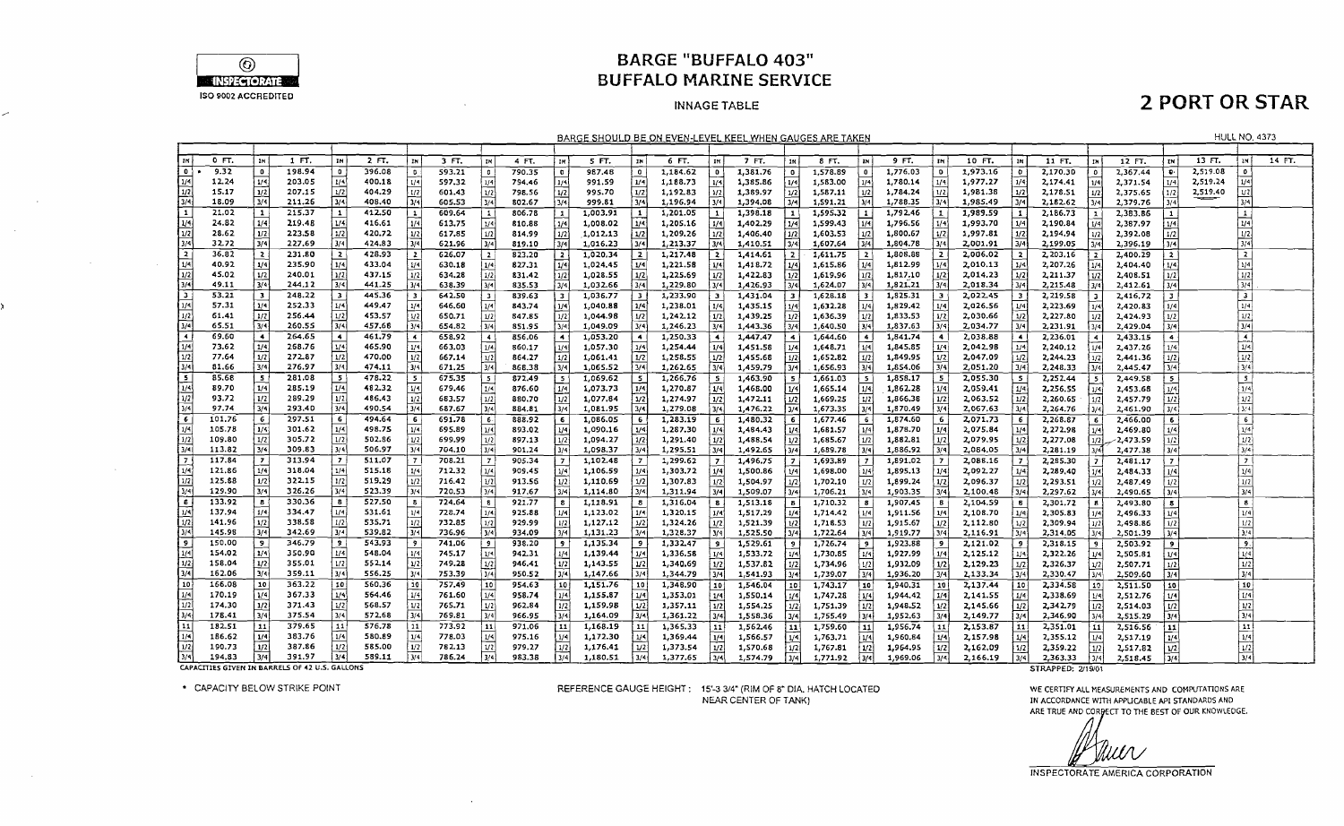# BARGE "BUFFALO 403"
# BUFFALO MARINE SERVICE

INSPECTORATE
ISO 9002 ACCREDITED

INNAGE TABLE

## 2 PORT OR STAR

BARGE SHOULD BE ON EVEN-LEVEL KEEL WHEN GAUGES ARE TAKEN

HULL NO. 4373

| IN | 0 FT. | 1 FT. | 2 FT. | 3 FT. | 4 FT. | 5 FT. | 6 FT. | 7 FT. | 8 FT. | 9 FT. | 10 FT. | 11 FT. | 12 FT. | 13 FT. | 14 FT. |
|---|---|---|---|---|---|---|---|---|---|---|---|---|---|---|---|
| 0 * | 9.32 | 198.94 | 396.08 | 593.21 | 790.35 | 987.48 | 1,184.62 | 1,381.76 | 1,578.89 | 1,776.03 | 1,973.16 | 2,170.30 | 2,367.44 | 2,519.08 | |
| 1/4 | 12.24 | 203.05 | 400.18 | 597.32 | 794.46 | 991.59 | 1,188.73 | 1,385.86 | 1,583.00 | 1,780.14 | 1,977.27 | 2,174.41 | 2,371.54 | 2,519.24 | |
| 1/2 | 15.17 | 207.15 | 404.29 | 601.43 | 798.56 | 995.70 | 1,192.83 | 1,389.97 | 1,587.11 | 1,784.24 | 1,981.38 | 2,178.51 | 2,375.65 | 2,519.40 | |
| 3/4 | 18.09 | 211.26 | 408.40 | 605.53 | 802.67 | 999.81 | 1,196.94 | 1,394.08 | 1,591.21 | 1,788.35 | 1,985.49 | 2,182.62 | 2,379.76 | | |
| 1 | 21.02 | 215.37 | 412.50 | 609.64 | 806.78 | 1,003.91 | 1,201.05 | 1,398.18 | 1,595.32 | 1,792.46 | 1,989.59 | 2,186.73 | 2,383.86 | | |
| 1/4 | 24.82 | 219.48 | 416.61 | 613.75 | 810.88 | 1,008.02 | 1,205.16 | 1,402.29 | 1,599.43 | 1,796.56 | 1,993.70 | 2,190.84 | 2,387.97 | | |
| 1/2 | 28.62 | 223.58 | 420.72 | 617.85 | 814.99 | 1,012.13 | 1,209.26 | 1,406.40 | 1,603.53 | 1,800.67 | 1,997.81 | 2,194.94 | 2,392.08 | | |
| 3/4 | 32.72 | 227.69 | 424.83 | 621.96 | 819.10 | 1,016.23 | 1,213.37 | 1,410.51 | 1,607.64 | 1,804.78 | 2,001.91 | 2,199.05 | 2,396.19 | | |
| 2 | 36.82 | 231.80 | 428.93 | 626.07 | 823.20 | 1,020.34 | 1,217.48 | 1,414.61 | 1,611.75 | 1,808.88 | 2,006.02 | 2,203.16 | 2,400.29 | | |
| 1/4 | 40.92 | 235.90 | 433.04 | 630.18 | 827.31 | 1,024.45 | 1,221.58 | 1,418.72 | 1,615.86 | 1,812.99 | 2,010.13 | 2,207.26 | 2,404.40 | | |
| 1/2 | 45.02 | 240.01 | 437.15 | 634.28 | 831.42 | 1,028.55 | 1,225.69 | 1,422.83 | 1,619.96 | 1,817.10 | 2,014.23 | 2,211.37 | 2,408.51 | | |
| 3/4 | 49.11 | 244.12 | 441.25 | 638.39 | 835.53 | 1,032.66 | 1,229.80 | 1,426.93 | 1,624.07 | 1,821.21 | 2,018.34 | 2,215.48 | 2,412.61 | | |
| 3 | 53.21 | 248.22 | 445.36 | 642.50 | 839.63 | 1,036.77 | 1,233.90 | 1,431.04 | 1,628.18 | 1,825.31 | 2,022.45 | 2,219.58 | 2,416.72 | | |
| 1/4 | 57.31 | 252.33 | 449.47 | 646.60 | 843.74 | 1,040.88 | 1,238.01 | 1,435.15 | 1,632.28 | 1,829.42 | 2,026.56 | 2,223.69 | 2,420.83 | | |
| 1/2 | 61.41 | 256.44 | 453.57 | 650.71 | 847.85 | 1,044.98 | 1,242.12 | 1,439.25 | 1,636.39 | 1,833.53 | 2,030.66 | 2,227.80 | 2,424.93 | | |
| 3/4 | 65.51 | 260.55 | 457.68 | 654.82 | 851.95 | 1,049.09 | 1,246.23 | 1,443.36 | 1,640.50 | 1,837.63 | 2,034.77 | 2,231.91 | 2,429.04 | | |
| 4 | 69.60 | 264.65 | 461.79 | 658.92 | 856.06 | 1,053.20 | 1,250.33 | 1,447.47 | 1,644.60 | 1,841.74 | 2,038.88 | 2,236.01 | 2,433.15 | | |
| 1/4 | 73.62 | 268.76 | 465.90 | 663.03 | 860.17 | 1,057.30 | 1,254.44 | 1,451.58 | 1,648.71 | 1,845.85 | 2,042.98 | 2,240.12 | 2,437.26 | | |
| 1/2 | 77.64 | 272.87 | 470.00 | 667.14 | 864.27 | 1,061.41 | 1,258.55 | 1,455.68 | 1,652.82 | 1,849.95 | 2,047.09 | 2,244.23 | 2,441.36 | | |
| 3/4 | 81.66 | 276.97 | 474.11 | 671.25 | 868.38 | 1,065.52 | 1,262.65 | 1,459.79 | 1,656.93 | 1,854.06 | 2,051.20 | 2,248.33 | 2,445.47 | | |
| 5 | 85.68 | 281.08 | 478.22 | 675.35 | 872.49 | 1,069.62 | 1,266.76 | 1,463.90 | 1,661.03 | 1,858.17 | 2,055.30 | 2,252.44 | 2,449.58 | | |
| 1/4 | 89.70 | 285.19 | 482.32 | 679.46 | 876.60 | 1,073.73 | 1,270.87 | 1,468.00 | 1,665.14 | 1,862.28 | 2,059.41 | 2,256.55 | 2,453.68 | | |
| 1/2 | 93.72 | 289.29 | 486.43 | 683.57 | 880.70 | 1,077.84 | 1,274.97 | 1,472.11 | 1,669.25 | 1,866.38 | 2,063.52 | 2,260.65 | 2,457.79 | | |
| 3/4 | 97.74 | 293.40 | 490.54 | 687.67 | 884.81 | 1,081.95 | 1,279.08 | 1,476.22 | 1,673.35 | 1,870.49 | 2,067.63 | 2,264.76 | 2,461.90 | | |
| 6 | 101.76 | 297.51 | 494.64 | 691.78 | 888.92 | 1,086.05 | 1,283.19 | 1,480.32 | 1,677.46 | 1,874.60 | 2,071.73 | 2,268.87 | 2,466.00 | | |
| 1/4 | 105.78 | 301.62 | 498.75 | 695.89 | 893.02 | 1,090.16 | 1,287.30 | 1,484.43 | 1,681.57 | 1,878.70 | 2,075.84 | 2,272.98 | 2,469.80 | | |
| 1/2 | 109.80 | 305.72 | 502.86 | 699.99 | 897.13 | 1,094.27 | 1,291.40 | 1,488.54 | 1,685.67 | 1,882.81 | 2,079.95 | 2,277.08 | 2,473.59 | | |
| 3/4 | 113.82 | 309.83 | 506.97 | 704.10 | 901.24 | 1,098.37 | 1,295.51 | 1,492.65 | 1,689.78 | 1,886.92 | 2,084.05 | 2,281.19 | 2,477.38 | | |
| 7 | 117.84 | 313.94 | 511.07 | 708.21 | 905.34 | 1,102.48 | 1,299.62 | 1,496.75 | 1,693.89 | 1,891.02 | 2,088.16 | 2,285.30 | 2,481.17 | | |
| 1/4 | 121.86 | 318.04 | 515.18 | 712.32 | 909.45 | 1,106.59 | 1,303.72 | 1,500.86 | 1,698.00 | 1,895.13 | 2,092.27 | 2,289.40 | 2,484.33 | | |
| 1/2 | 125.88 | 322.15 | 519.29 | 716.42 | 913.56 | 1,110.69 | 1,307.83 | 1,504.97 | 1,702.10 | 1,899.24 | 2,096.37 | 2,293.51 | 2,487.49 | | |
| 3/4 | 129.90 | 326.26 | 523.39 | 720.53 | 917.67 | 1,114.80 | 1,311.94 | 1,509.07 | 1,706.21 | 1,903.35 | 2,100.48 | 2,297.62 | 2,490.65 | | |
| 8 | 133.92 | 330.36 | 527.50 | 724.64 | 921.77 | 1,118.91 | 1,316.04 | 1,513.18 | 1,710.32 | 1,907.45 | 2,104.59 | 2,301.72 | 2,493.80 | | |
| 1/4 | 137.94 | 334.47 | 531.61 | 728.74 | 925.88 | 1,123.02 | 1,320.15 | 1,517.29 | 1,714.42 | 1,911.56 | 2,108.70 | 2,305.83 | 2,496.33 | | |
| 1/2 | 141.96 | 338.58 | 535.71 | 732.85 | 929.99 | 1,127.12 | 1,324.26 | 1,521.39 | 1,718.53 | 1,915.67 | 2,112.80 | 2,309.94 | 2,498.86 | | |
| 3/4 | 145.98 | 342.69 | 539.82 | 736.96 | 934.09 | 1,131.23 | 1,328.37 | 1,525.50 | 1,722.64 | 1,919.77 | 2,116.91 | 2,314.05 | 2,501.39 | | |
| 9 | 150.00 | 346.79 | 543.93 | 741.06 | 938.20 | 1,135.34 | 1,332.47 | 1,529.61 | 1,726.74 | 1,923.88 | 2,121.02 | 2,318.15 | 2,503.92 | | |
| 1/4 | 154.02 | 350.90 | 548.04 | 745.17 | 942.31 | 1,139.44 | 1,336.58 | 1,533.72 | 1,730.85 | 1,927.99 | 2,125.12 | 2,322.26 | 2,505.81 | | |
| 1/2 | 158.04 | 355.01 | 552.14 | 749.28 | 946.41 | 1,143.55 | 1,340.69 | 1,537.82 | 1,734.96 | 1,932.09 | 2,129.23 | 2,326.37 | 2,507.71 | | |
| 3/4 | 162.06 | 359.11 | 556.25 | 753.39 | 950.52 | 1,147.66 | 1,344.79 | 1,541.93 | 1,739.07 | 1,936.20 | 2,133.34 | 2,330.47 | 2,509.60 | | |
| 10 | 166.08 | 363.22 | 560.36 | 757.49 | 954.63 | 1,151.76 | 1,348.90 | 1,546.04 | 1,743.17 | 1,940.31 | 2,137.44 | 2,334.58 | 2,511.50 | | |
| 1/4 | 170.19 | 367.33 | 564.46 | 761.60 | 958.74 | 1,155.87 | 1,353.01 | 1,550.14 | 1,747.28 | 1,944.42 | 2,141.55 | 2,338.69 | 2,512.76 | | |
| 1/2 | 174.30 | 371.43 | 568.57 | 765.71 | 962.84 | 1,159.98 | 1,357.11 | 1,554.25 | 1,751.39 | 1,948.52 | 2,145.66 | 2,342.79 | 2,514.03 | | |
| 3/4 | 178.41 | 375.54 | 572.68 | 769.81 | 966.95 | 1,164.09 | 1,361.22 | 1,558.36 | 1,755.49 | 1,952.63 | 2,149.77 | 2,346.90 | 2,515.29 | | |
| 11 | 182.51 | 379.65 | 576.78 | 773.92 | 971.06 | 1,168.19 | 1,365.33 | 1,562.46 | 1,759.60 | 1,956.74 | 2,153.87 | 2,351.01 | 2,516.56 | | |
| 1/4 | 186.62 | 383.76 | 580.89 | 778.03 | 975.16 | 1,172.30 | 1,369.44 | 1,566.57 | 1,763.71 | 1,960.84 | 2,157.98 | 2,355.12 | 2,517.19 | | |
| 1/2 | 190.73 | 387.86 | 585.00 | 782.13 | 979.27 | 1,176.41 | 1,373.54 | 1,570.68 | 1,767.81 | 1,964.95 | 2,162.09 | 2,359.22 | 2,517.82 | | |
| 3/4 | 194.83 | 391.97 | 589.11 | 786.24 | 983.38 | 1,180.51 | 1,377.65 | 1,574.79 | 1,771.92 | 1,969.06 | 2,166.19 | 2,363.33 | 2,518.45 | | |

CAPACITIES GIVEN IN BARRELS OF 42 U.S. GALLONS

STRAPPED: 2/19/01

* CAPACITY BELOW STRIKE POINT

REFERENCE GAUGE HEIGHT : 15'-3 3/4" (RIM OF 8" DIA. HATCH LOCATED NEAR CENTER OF TANK)

WE CERTIFY ALL MEASUREMENTS AND COMPUTATIONS ARE IN ACCORDANCE WITH APPLICABLE API STANDARDS AND ARE TRUE AND CORRECT TO THE BEST OF OUR KNOWLEDGE.

INSPECTORATE AMERICA CORPORATION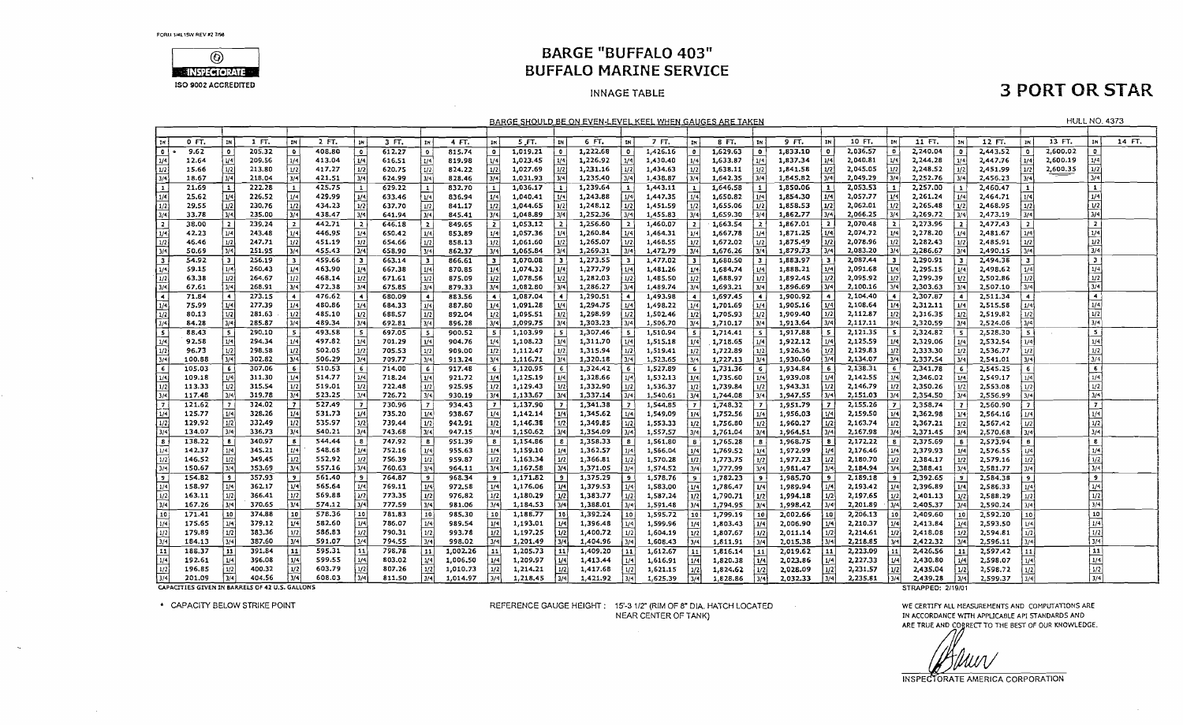FORM 14L1SW REV #2 7/98

INSPECTORATE

ISO 9002 ACCREDITED

# BARGE "BUFFALO 403"
# BUFFALO MARINE SERVICE

INNAGE TABLE

## 3 PORT OR STAR

BARGE SHOULD BE ON EVEN-LEVEL KEEL WHEN GAUGES ARE TAKEN

HULL NO. 4373

| IN | 0 FT. | 1 FT. | 2 FT. | 3 FT. | 4 FT. | 5 FT. | 6 FT. | 7 FT. | 8 FT. | 9 FT. | 10 FT. | 11 FT. | 12 FT. | 13 FT. | 14 FT. |
|---|---|---|---|---|---|---|---|---|---|---|---|---|---|---|---|
| 0 * | 9.62 | 205.32 | 408.80 | 612.27 | 815.74 | 1,019.21 | 1,222.68 | 1,426.16 | 1,629.63 | 1,833.10 | 2,036.57 | 2,240.04 | 2,443.52 | 2,600.02 | |
| 1/4 | 12.64 | 209.56 | 413.04 | 616.51 | 819.98 | 1,023.45 | 1,226.92 | 1,430.40 | 1,633.87 | 1,837.34 | 2,040.81 | 2,244.28 | 2,447.76 | 2,600.19 | |
| 1/2 | 15.66 | 213.80 | 417.27 | 620.75 | 824.22 | 1,027.69 | 1,231.16 | 1,434.63 | 1,638.11 | 1,841.58 | 2,045.05 | 2,248.52 | 2,451.99 | 2,600.35 | |
| 3/4 | 18.67 | 218.04 | 421.51 | 624.99 | 828.46 | 1,031.93 | 1,235.40 | 1,438.87 | 1,642.35 | 1,845.82 | 2,049.29 | 2,252.76 | 2,456.23 | | |
| 1 | 21.69 | 222.28 | 425.75 | 629.22 | 832.70 | 1,036.17 | 1,239.64 | 1,443.11 | 1,646.58 | 1,850.06 | 2,053.53 | 2,257.00 | 2,460.47 | | |
| 1/4 | 25.62 | 226.52 | 429.99 | 633.46 | 836.94 | 1,040.41 | 1,243.88 | 1,447.35 | 1,650.82 | 1,854.30 | 2,057.77 | 2,261.24 | 2,464.71 | | |
| 1/2 | 29.55 | 230.76 | 434.23 | 637.70 | 841.17 | 1,044.65 | 1,248.12 | 1,451.59 | 1,655.06 | 1,858.53 | 2,062.01 | 2,265.48 | 2,468.95 | | |
| 3/4 | 33.78 | 235.00 | 438.47 | 641.94 | 845.41 | 1,048.89 | 1,252.36 | 1,455.83 | 1,659.30 | 1,862.77 | 2,066.25 | 2,269.72 | 2,473.19 | | |
| 2 | 38.00 | 239.24 | 442.71 | 646.18 | 849.65 | 1,053.12 | 1,256.60 | 1,460.07 | 1,663.54 | 1,867.01 | 2,070.48 | 2,273.96 | 2,477.43 | | |
| 1/4 | 42.23 | 243.48 | 446.95 | 650.42 | 853.89 | 1,057.36 | 1,260.84 | 1,464.31 | 1,667.78 | 1,871.25 | 2,074.72 | 2,278.20 | 2,481.67 | | |
| 1/2 | 46.46 | 247.71 | 451.19 | 654.66 | 858.13 | 1,061.60 | 1,265.07 | 1,468.55 | 1,672.02 | 1,875.49 | 2,078.96 | 2,282.43 | 2,485.91 | | |
| 3/4 | 50.69 | 251.95 | 455.43 | 658.90 | 862.37 | 1,065.84 | 1,269.31 | 1,472.79 | 1,676.26 | 1,879.73 | 2,083.20 | 2,286.67 | 2,490.15 | | |
| 3 | 54.92 | 256.19 | 459.66 | 663.14 | 866.61 | 1,070.08 | 1,273.55 | 1,477.02 | 1,680.50 | 1,883.97 | 2,087.44 | 2,290.91 | 2,494.38 | | |
| 1/4 | 59.15 | 260.43 | 463.90 | 667.38 | 870.85 | 1,074.32 | 1,277.79 | 1,481.26 | 1,684.74 | 1,888.21 | 2,091.68 | 2,295.15 | 2,498.62 | | |
| 1/2 | 63.38 | 264.67 | 468.14 | 671.61 | 875.09 | 1,078.56 | 1,282.03 | 1,485.50 | 1,688.97 | 1,892.45 | 2,095.92 | 2,299.39 | 2,502.86 | | |
| 3/4 | 67.61 | 268.91 | 472.38 | 675.85 | 879.33 | 1,082.80 | 1,286.27 | 1,489.74 | 1,693.21 | 1,896.69 | 2,100.16 | 2,303.63 | 2,507.10 | | |
| 4 | 71.84 | 273.15 | 476.62 | 680.09 | 883.56 | 1,087.04 | 1,290.51 | 1,493.98 | 1,697.45 | 1,900.92 | 2,104.40 | 2,307.87 | 2,511.34 | | |
| 1/4 | 75.99 | 277.39 | 480.86 | 684.33 | 887.80 | 1,091.28 | 1,294.75 | 1,498.22 | 1,701.69 | 1,905.16 | 2,108.64 | 2,312.11 | 2,515.58 | | |
| 1/2 | 80.13 | 281.63 | 485.10 | 688.57 | 892.04 | 1,095.51 | 1,298.99 | 1,502.46 | 1,705.93 | 1,909.40 | 2,112.87 | 2,316.35 | 2,519.82 | | |
| 3/4 | 84.28 | 285.87 | 489.34 | 692.81 | 896.28 | 1,099.75 | 1,303.23 | 1,506.70 | 1,710.17 | 1,913.64 | 2,117.11 | 2,320.59 | 2,524.06 | | |
| 5 | 88.43 | 290.10 | 493.58 | 697.05 | 900.52 | 1,103.99 | 1,307.46 | 1,510.94 | 1,714.41 | 1,917.88 | 2,121.35 | 2,324.82 | 2,528.30 | | |
| 1/4 | 92.58 | 294.34 | 497.82 | 701.29 | 904.76 | 1,108.23 | 1,311.70 | 1,515.18 | 1,718.65 | 1,922.12 | 2,125.59 | 2,329.06 | 2,532.54 | | |
| 1/2 | 96.73 | 298.58 | 502.05 | 705.53 | 909.00 | 1,112.47 | 1,315.94 | 1,519.41 | 1,722.89 | 1,926.36 | 2,129.83 | 2,333.30 | 2,536.77 | | |
| 3/4 | 100.88 | 302.82 | 506.29 | 709.77 | 913.24 | 1,116.71 | 1,320.18 | 1,523.65 | 1,727.13 | 1,930.60 | 2,134.07 | 2,337.54 | 2,541.01 | | |
| 6 | 105.03 | 307.06 | 510.53 | 714.00 | 917.48 | 1,120.95 | 1,324.42 | 1,527.89 | 1,731.36 | 1,934.84 | 2,138.31 | 2,341.78 | 2,545.25 | | |
| 1/4 | 109.18 | 311.30 | 514.77 | 718.24 | 921.72 | 1,125.19 | 1,328.66 | 1,532.13 | 1,735.60 | 1,939.08 | 2,142.55 | 2,346.02 | 2,549.17 | | |
| 1/2 | 113.33 | 315.54 | 519.01 | 722.48 | 925.95 | 1,129.43 | 1,332.90 | 1,536.37 | 1,739.84 | 1,943.31 | 2,146.79 | 2,350.26 | 2,553.08 | | |
| 3/4 | 117.48 | 319.78 | 523.25 | 726.72 | 930.19 | 1,133.67 | 1,337.14 | 1,540.61 | 1,744.08 | 1,947.55 | 2,151.03 | 2,354.50 | 2,556.99 | | |
| 7 | 121.62 | 324.02 | 527.49 | 730.96 | 934.43 | 1,137.90 | 1,341.38 | 1,544.85 | 1,748.32 | 1,951.79 | 2,155.26 | 2,358.74 | 2,560.90 | | |
| 1/4 | 125.77 | 328.26 | 531.73 | 735.20 | 938.67 | 1,142.14 | 1,345.62 | 1,549.09 | 1,752.56 | 1,956.03 | 2,159.50 | 2,362.98 | 2,564.16 | | |
| 1/2 | 129.92 | 332.49 | 535.97 | 739.44 | 942.91 | 1,146.38 | 1,349.85 | 1,553.33 | 1,756.80 | 1,960.27 | 2,163.74 | 2,367.21 | 2,567.42 | | |
| 3/4 | 134.07 | 336.73 | 540.21 | 743.68 | 947.15 | 1,150.62 | 1,354.09 | 1,557.57 | 1,761.04 | 1,964.51 | 2,167.98 | 2,371.45 | 2,570.68 | | |
| 8 | 138.22 | 340.97 | 544.44 | 747.92 | 951.39 | 1,154.86 | 1,358.33 | 1,561.80 | 1,765.28 | 1,968.75 | 2,172.22 | 2,375.69 | 2,573.94 | | |
| 1/4 | 142.37 | 345.21 | 548.68 | 752.16 | 955.63 | 1,159.10 | 1,362.57 | 1,566.04 | 1,769.52 | 1,972.99 | 2,176.46 | 2,379.93 | 2,576.55 | | |
| 1/2 | 146.52 | 349.45 | 552.92 | 756.39 | 959.87 | 1,163.34 | 1,366.81 | 1,570.28 | 1,773.75 | 1,977.23 | 2,180.70 | 2,384.17 | 2,579.16 | | |
| 3/4 | 150.67 | 353.69 | 557.16 | 760.63 | 964.11 | 1,167.58 | 1,371.05 | 1,574.52 | 1,777.99 | 1,981.47 | 2,184.94 | 2,388.41 | 2,581.77 | | |
| 9 | 154.82 | 357.93 | 561.40 | 764.87 | 968.34 | 1,171.82 | 1,375.29 | 1,578.76 | 1,782.23 | 1,985.70 | 2,189.18 | 2,392.65 | 2,584.38 | | |
| 1/4 | 158.97 | 362.17 | 565.64 | 769.11 | 972.58 | 1,176.06 | 1,379.53 | 1,583.00 | 1,786.47 | 1,989.94 | 2,193.42 | 2,396.89 | 2,586.33 | | |
| 1/2 | 163.11 | 366.41 | 569.88 | 773.35 | 976.82 | 1,180.29 | 1,383.77 | 1,587.24 | 1,790.71 | 1,994.18 | 2,197.65 | 2,401.13 | 2,588.29 | | |
| 3/4 | 167.26 | 370.65 | 574.12 | 777.59 | 981.06 | 1,184.53 | 1,388.01 | 1,591.48 | 1,794.95 | 1,998.42 | 2,201.89 | 2,405.37 | 2,590.24 | | |
| 10 | 171.41 | 374.88 | 578.36 | 781.83 | 985.30 | 1,188.77 | 1,392.24 | 1,595.72 | 1,799.19 | 2,002.66 | 2,206.13 | 2,409.60 | 2,592.20 | | |
| 1/4 | 175.65 | 379.12 | 582.60 | 786.07 | 989.54 | 1,193.01 | 1,396.48 | 1,599.96 | 1,803.43 | 2,006.90 | 2,210.37 | 2,413.84 | 2,593.50 | | |
| 1/2 | 179.89 | 383.36 | 586.83 | 790.31 | 993.78 | 1,197.25 | 1,400.72 | 1,604.19 | 1,807.67 | 2,011.14 | 2,214.61 | 2,418.08 | 2,594.81 | | |
| 3/4 | 184.13 | 387.60 | 591.07 | 794.55 | 998.02 | 1,201.49 | 1,404.96 | 1,608.43 | 1,811.91 | 2,015.38 | 2,218.85 | 2,422.32 | 2,596.11 | | |
| 11 | 188.37 | 391.84 | 595.31 | 798.78 | 1,002.26 | 1,205.73 | 1,409.20 | 1,612.67 | 1,816.14 | 2,019.62 | 2,223.09 | 2,426.56 | 2,597.42 | | |
| 1/4 | 192.61 | 396.08 | 599.55 | 803.02 | 1,006.50 | 1,209.97 | 1,413.44 | 1,616.91 | 1,820.38 | 2,023.86 | 2,227.33 | 2,430.80 | 2,598.07 | | |
| 1/2 | 196.85 | 400.32 | 603.79 | 807.26 | 1,010.73 | 1,214.21 | 1,417.68 | 1,621.15 | 1,824.62 | 2,028.09 | 2,231.57 | 2,435.04 | 2,598.72 | | |
| 3/4 | 201.09 | 404.56 | 608.03 | 811.50 | 1,014.97 | 1,218.45 | 1,421.92 | 1,625.39 | 1,828.86 | 2,032.33 | 2,235.81 | 2,439.28 | 2,599.37 | | |

CAPACITIES GIVEN IN BARRELS OF 42 U.S. GALLONS

STRAPPED: 2/19/01

\* CAPACITY BELOW STRIKE POINT

REFERENCE GAUGE HEIGHT : 15'-3 1/2" (RIM OF 8" DIA. HATCH LOCATED NEAR CENTER OF TANK)

WE CERTIFY ALL MEASUREMENTS AND COMPUTATIONS ARE IN ACCORDANCE WITH APPLICABLE API STANDARDS AND ARE TRUE AND CORRECT TO THE BEST OF OUR KNOWLEDGE.

INSPECTORATE AMERICA CORPORATION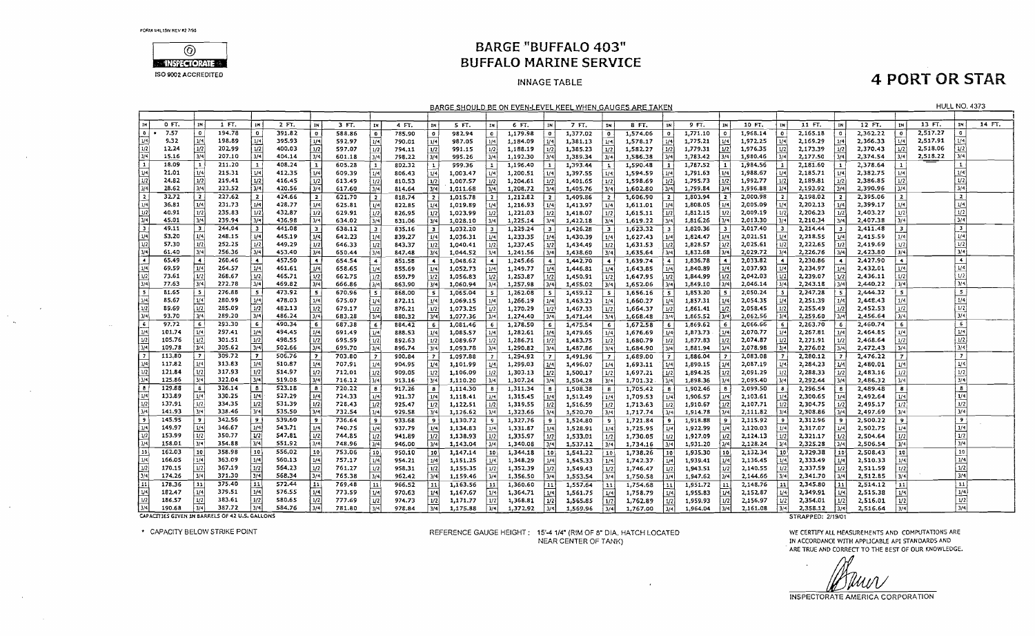FORM I/4L15W REV #2 7/98

INSPECTORATE

ISO 9002 ACCREDITED

# BARGE "BUFFALO 403"
# BUFFALO MARINE SERVICE

INNAGE TABLE

# 4 PORT OR STAR

BARGE SHOULD BE ON EVEN-LEVEL KEEL WHEN GAUGES ARE TAKEN

HULL NO. 4373

| IN | 0 FT. | IN | 1 FT. | IN | 2 FT. | IN | 3 FT. | IN | 4 FT. | IN | 5 FT. | IN | 6 FT. | IN | 7 FT. | IN | 8 FT. | IN | 9 FT. | IN | 10 FT. | IN | 11 FT. | IN | 12 FT. | IN | 13 FT. | IN | 14 FT. |
|---|---|---|---|---|---|---|---|---|---|---|---|---|---|---|---|---|---|---|---|---|---|---|---|---|---|---|---|---|---|
| 0 | * 7.57 | 0 | 194.78 | 0 | 391.82 | 0 | 588.86 | 0 | 785.90 | 0 | 982.94 | 0 | 1,179.98 | 0 | 1,377.02 | 0 | 1,574.06 | 0 | 1,771.10 | 0 | 1,968.14 | 0 | 2,165.18 | 0 | 2,362.22 | 0 | 2,517.27 | 0 | |
| 1/4 | 9.32 | 1/4 | 198.89 | 1/4 | 395.93 | 1/4 | 592.97 | 1/4 | 790.01 | 1/4 | 987.05 | 1/4 | 1,184.09 | 1/4 | 1,381.13 | 1/4 | 1,578.17 | 1/4 | 1,775.21 | 1/4 | 1,972.25 | 1/4 | 2,169.29 | 1/4 | 2,366.33 | 1/4 | 2,517.91 | 1/4 | |
| 1/2 | 12.24 | 1/2 | 202.99 | 1/2 | 400.03 | 1/2 | 597.07 | 1/2 | 794.11 | 1/2 | 991.15 | 1/2 | 1,188.19 | 1/2 | 1,385.23 | 1/2 | 1,582.27 | 1/2 | 1,779.31 | 1/2 | 1,976.35 | 1/2 | 2,173.39 | 1/2 | 2,370.43 | 1/2 | 2,518.06 | 1/2 | |
| 3/4 | 15.16 | 3/4 | 207.10 | 3/4 | 404.14 | 3/4 | 601.18 | 3/4 | 798.22 | 3/4 | 995.26 | 3/4 | 1,192.30 | 3/4 | 1,389.34 | 3/4 | 1,586.38 | 3/4 | 1,783.42 | 3/4 | 1,980.46 | 3/4 | 2,177.50 | 3/4 | 2,374.54 | 3/4 | 2,518.22 | 3/4 | |
| 1 | 18.09 | 1 | 211.20 | 1 | 408.24 | 1 | 605.28 | 1 | 802.32 | 1 | 999.36 | 1 | 1,196.40 | 1 | 1,393.44 | 1 | 1,590.48 | 1 | 1,787.52 | 1 | 1,984.56 | 1 | 2,181.60 | 1 | 2,378.64 | 1 | | 1 | |
| 1/4 | 21.01 | 1/4 | 215.31 | 1/4 | 412.35 | 1/4 | 609.39 | 1/4 | 806.43 | 1/4 | 1,003.47 | 1/4 | 1,200.51 | 1/4 | 1,397.55 | 1/4 | 1,594.59 | 1/4 | 1,791.63 | 1/4 | 1,988.67 | 1/4 | 2,185.71 | 1/4 | 2,382.75 | 1/4 | | 1/4 | |
| 1/2 | 24.82 | 1/2 | 219.41 | 1/2 | 416.45 | 1/2 | 613.49 | 1/2 | 810.53 | 1/2 | 1,007.57 | 1/2 | 1,204.61 | 1/2 | 1,401.65 | 1/2 | 1,598.69 | 1/2 | 1,795.73 | 1/2 | 1,992.77 | 1/2 | 2,189.81 | 1/2 | 2,386.85 | 1/2 | | 1/2 | |
| 3/4 | 28.62 | 3/4 | 223.52 | 3/4 | 420.56 | 3/4 | 617.60 | 3/4 | 814.64 | 3/4 | 1,011.68 | 3/4 | 1,208.72 | 3/4 | 1,405.76 | 3/4 | 1,602.80 | 3/4 | 1,799.84 | 3/4 | 1,996.88 | 3/4 | 2,193.92 | 3/4 | 2,390.96 | 3/4 | | 3/4 | |
| 2 | 32.72 | 2 | 227.62 | 2 | 424.66 | 2 | 621.70 | 2 | 818.74 | 2 | 1,015.78 | 2 | 1,212.82 | 2 | 1,409.86 | 2 | 1,606.90 | 2 | 1,803.94 | 2 | 2,000.98 | 2 | 2,198.02 | 2 | 2,395.06 | 2 | | 2 | |
| 1/4 | 36.81 | 1/4 | 231.73 | 1/4 | 428.77 | 1/4 | 625.81 | 1/4 | 822.85 | 1/4 | 1,019.89 | 1/4 | 1,216.93 | 1/4 | 1,413.97 | 1/4 | 1,611.01 | 1/4 | 1,808.05 | 1/4 | 2,005.09 | 1/4 | 2,202.13 | 1/4 | 2,399.17 | 1/4 | | 1/4 | |
| 1/2 | 40.91 | 1/2 | 235.83 | 1/2 | 432.87 | 1/2 | 629.91 | 1/2 | 826.95 | 1/2 | 1,023.99 | 1/2 | 1,221.03 | 1/2 | 1,418.07 | 1/2 | 1,615.11 | 1/2 | 1,812.15 | 1/2 | 2,009.19 | 1/2 | 2,206.23 | 1/2 | 2,403.27 | 1/2 | | 1/2 | |
| 3/4 | 45.01 | 3/4 | 239.94 | 3/4 | 436.98 | 3/4 | 634.02 | 3/4 | 831.06 | 3/4 | 1,028.10 | 3/4 | 1,225.14 | 3/4 | 1,422.18 | 3/4 | 1,619.22 | 3/4 | 1,816.26 | 3/4 | 2,013.30 | 3/4 | 2,210.34 | 3/4 | 2,407.38 | 3/4 | | 3/4 | |
| 3 | 49.11 | 3 | 244.04 | 3 | 441.08 | 3 | 638.12 | 3 | 835.16 | 3 | 1,032.20 | 3 | 1,229.24 | 3 | 1,426.28 | 3 | 1,623.32 | 3 | 1,820.36 | 3 | 2,017.40 | 3 | 2,214.44 | 3 | 2,411.48 | 3 | | 3 | |
| 1/4 | 53.20 | 1/4 | 248.15 | 1/4 | 445.19 | 1/4 | 642.23 | 1/4 | 839.27 | 1/4 | 1,036.31 | 1/4 | 1,233.35 | 1/4 | 1,430.39 | 1/4 | 1,627.43 | 1/4 | 1,824.47 | 1/4 | 2,021.51 | 1/4 | 2,218.55 | 1/4 | 2,415.59 | 1/4 | | 1/4 | |
| 1/2 | 57.30 | 1/2 | 252.25 | 1/2 | 449.29 | 1/2 | 646.33 | 1/2 | 843.37 | 1/2 | 1,040.41 | 1/2 | 1,237.45 | 1/2 | 1,434.49 | 1/2 | 1,631.53 | 1/2 | 1,828.57 | 1/2 | 2,025.61 | 1/2 | 2,222.65 | 1/2 | 2,419.69 | 1/2 | | 1/2 | |
| 3/4 | 61.40 | 3/4 | 256.36 | 3/4 | 453.40 | 3/4 | 650.44 | 3/4 | 847.48 | 3/4 | 1,044.52 | 3/4 | 1,241.56 | 3/4 | 1,438.60 | 3/4 | 1,635.64 | 3/4 | 1,832.68 | 3/4 | 2,029.72 | 3/4 | 2,226.76 | 3/4 | 2,423.80 | 3/4 | | 3/4 | |
| 4 | 65.49 | 4 | 260.46 | 4 | 457.50 | 4 | 654.54 | 4 | 851.58 | 4 | 1,048.62 | 4 | 1,245.66 | 4 | 1,442.70 | 4 | 1,639.74 | 4 | 1,836.78 | 4 | 2,033.82 | 4 | 2,230.86 | 4 | 2,427.90 | 4 | | 4 | |
| 1/4 | 69.59 | 1/4 | 264.57 | 1/4 | 461.61 | 1/4 | 658.65 | 1/4 | 855.69 | 1/4 | 1,052.73 | 1/4 | 1,249.77 | 1/4 | 1,446.81 | 1/4 | 1,643.85 | 1/4 | 1,840.89 | 1/4 | 2,037.93 | 1/4 | 2,234.97 | 1/4 | 2,432.01 | 1/4 | | 1/4 | |
| 1/2 | 73.61 | 1/2 | 268.67 | 1/2 | 465.71 | 1/2 | 662.75 | 1/2 | 859.79 | 1/2 | 1,056.83 | 1/2 | 1,253.87 | 1/2 | 1,450.91 | 1/2 | 1,647.95 | 1/2 | 1,844.99 | 1/2 | 2,042.03 | 1/2 | 2,239.07 | 1/2 | 2,436.11 | 1/2 | | 1/2 | |
| 3/4 | 77.63 | 3/4 | 272.78 | 3/4 | 469.82 | 3/4 | 666.86 | 3/4 | 863.90 | 3/4 | 1,060.94 | 3/4 | 1,257.98 | 3/4 | 1,455.02 | 3/4 | 1,652.06 | 3/4 | 1,849.10 | 3/4 | 2,046.14 | 3/4 | 2,243.18 | 3/4 | 2,440.22 | 3/4 | | 3/4 | |
| 5 | 81.65 | 5 | 276.88 | 5 | 473.92 | 5 | 670.96 | 5 | 868.00 | 5 | 1,065.04 | 5 | 1,262.08 | 5 | 1,459.12 | 5 | 1,656.16 | 5 | 1,853.20 | 5 | 2,050.24 | 5 | 2,247.28 | 5 | 2,444.32 | 5 | | 5 | |
| 1/4 | 85.67 | 1/4 | 280.99 | 1/4 | 478.03 | 1/4 | 675.07 | 1/4 | 872.11 | 1/4 | 1,069.15 | 1/4 | 1,266.19 | 1/4 | 1,463.23 | 1/4 | 1,660.27 | 1/4 | 1,857.31 | 1/4 | 2,054.35 | 1/4 | 2,251.39 | 1/4 | 2,448.43 | 1/4 | | 1/4 | |
| 1/2 | 89.69 | 1/2 | 285.09 | 1/2 | 482.13 | 1/2 | 679.17 | 1/2 | 876.21 | 1/2 | 1,073.25 | 1/2 | 1,270.29 | 1/2 | 1,467.33 | 1/2 | 1,664.37 | 1/2 | 1,861.41 | 1/2 | 2,058.45 | 1/2 | 2,255.49 | 1/2 | 2,452.53 | 1/2 | | 1/2 | |
| 3/4 | 93.70 | 3/4 | 289.20 | 3/4 | 486.24 | 3/4 | 683.28 | 3/4 | 880.32 | 3/4 | 1,077.36 | 3/4 | 1,274.40 | 3/4 | 1,471.44 | 3/4 | 1,668.48 | 3/4 | 1,865.52 | 3/4 | 2,062.56 | 3/4 | 2,259.60 | 3/4 | 2,456.64 | 3/4 | | 3/4 | |
| 6 | 97.72 | 6 | 293.30 | 6 | 490.34 | 6 | 687.38 | 6 | 884.42 | 6 | 1,081.46 | 6 | 1,278.50 | 6 | 1,475.54 | 6 | 1,672.58 | 6 | 1,869.62 | 6 | 2,066.66 | 6 | 2,263.70 | 6 | 2,460.74 | 6 | | 6 | |
| 1/4 | 101.74 | 1/4 | 297.41 | 1/4 | 494.45 | 1/4 | 691.49 | 1/4 | 888.53 | 1/4 | 1,085.57 | 1/4 | 1,282.61 | 1/4 | 1,479.65 | 1/4 | 1,676.69 | 1/4 | 1,873.73 | 1/4 | 2,070.77 | 1/4 | 2,267.81 | 1/4 | 2,464.85 | 1/4 | | 1/4 | |
| 1/2 | 105.76 | 1/2 | 301.51 | 1/2 | 498.55 | 1/2 | 695.59 | 1/2 | 892.63 | 1/2 | 1,089.67 | 1/2 | 1,286.71 | 1/2 | 1,483.75 | 1/2 | 1,680.79 | 1/2 | 1,877.83 | 1/2 | 2,074.87 | 1/2 | 2,271.91 | 1/2 | 2,468.64 | 1/2 | | 1/2 | |
| 3/4 | 109.78 | 3/4 | 305.62 | 3/4 | 502.66 | 3/4 | 699.70 | 3/4 | 896.74 | 3/4 | 1,093.78 | 3/4 | 1,290.82 | 3/4 | 1,487.86 | 3/4 | 1,684.90 | 3/4 | 1,881.94 | 3/4 | 2,078.98 | 3/4 | 2,276.02 | 3/4 | 2,472.43 | 3/4 | | 3/4 | |
| 7 | 113.80 | 7 | 309.72 | 7 | 506.76 | 7 | 703.80 | 7 | 900.84 | 7 | 1,097.88 | 7 | 1,294.92 | 7 | 1,491.96 | 7 | 1,689.00 | 7 | 1,886.04 | 7 | 2,083.08 | 7 | 2,280.12 | 7 | 2,476.22 | 7 | | 7 | |
| 1/4 | 117.82 | 1/4 | 313.83 | 1/4 | 510.87 | 1/4 | 707.91 | 1/4 | 904.95 | 1/4 | 1,101.99 | 1/4 | 1,299.03 | 1/4 | 1,496.07 | 1/4 | 1,693.11 | 1/4 | 1,890.15 | 1/4 | 2,087.19 | 1/4 | 2,284.23 | 1/4 | 2,480.01 | 1/4 | | 1/4 | |
| 1/2 | 121.84 | 1/2 | 317.93 | 1/2 | 514.97 | 1/2 | 712.01 | 1/2 | 909.05 | 1/2 | 1,106.09 | 1/2 | 1,303.13 | 1/2 | 1,500.17 | 1/2 | 1,697.21 | 1/2 | 1,894.25 | 1/2 | 2,091.29 | 1/2 | 2,288.33 | 1/2 | 2,483.16 | 1/2 | | 1/2 | |
| 3/4 | 125.86 | 3/4 | 322.04 | 3/4 | 519.08 | 3/4 | 716.12 | 3/4 | 913.16 | 3/4 | 1,110.20 | 3/4 | 1,307.24 | 3/4 | 1,504.28 | 3/4 | 1,701.32 | 3/4 | 1,898.36 | 3/4 | 2,095.40 | 3/4 | 2,292.44 | 3/4 | 2,486.32 | 3/4 | | 3/4 | |
| 8 | 129.88 | 8 | 326.14 | 8 | 523.18 | 8 | 720.22 | 8 | 917.26 | 8 | 1,114.30 | 8 | 1,311.34 | 8 | 1,508.38 | 8 | 1,705.42 | 8 | 1,902.46 | 8 | 2,099.50 | 8 | 2,296.54 | 8 | 2,489.48 | 8 | | 8 | |
| 1/4 | 133.89 | 1/4 | 330.25 | 1/4 | 527.29 | 1/4 | 724.33 | 1/4 | 921.37 | 1/4 | 1,118.41 | 1/4 | 1,315.45 | 1/4 | 1,512.49 | 1/4 | 1,709.53 | 1/4 | 1,906.57 | 1/4 | 2,103.61 | 1/4 | 2,300.65 | 1/4 | 2,492.64 | 1/4 | | 1/4 | |
| 1/2 | 137.91 | 1/2 | 334.35 | 1/2 | 531.39 | 1/2 | 728.43 | 1/2 | 925.47 | 1/2 | 1,122.51 | 1/2 | 1,319.55 | 1/2 | 1,516.59 | 1/2 | 1,713.63 | 1/2 | 1,910.67 | 1/2 | 2,107.71 | 1/2 | 2,304.75 | 1/2 | 2,495.37 | 1/2 | | 1/2 | |
| 3/4 | 141.93 | 3/4 | 338.46 | 3/4 | 535.50 | 3/4 | 732.54 | 3/4 | 929.58 | 3/4 | 1,126.62 | 3/4 | 1,323.66 | 3/4 | 1,520.70 | 3/4 | 1,717.74 | 3/4 | 1,914.78 | 3/4 | 2,111.82 | 3/4 | 2,308.86 | 3/4 | 2,497.69 | 3/4 | | 3/4 | |
| 9 | 145.95 | 9 | 342.56 | 9 | 539.60 | 9 | 736.64 | 9 | 933.68 | 9 | 1,130.72 | 9 | 1,327.76 | 9 | 1,524.80 | 9 | 1,721.84 | 9 | 1,918.88 | 9 | 2,115.92 | 9 | 2,312.96 | 9 | 2,500.22 | 9 | | 9 | |
| 1/4 | 149.97 | 1/4 | 346.67 | 1/4 | 543.71 | 1/4 | 740.75 | 1/4 | 937.79 | 1/4 | 1,134.83 | 1/4 | 1,331.87 | 1/4 | 1,528.91 | 1/4 | 1,725.95 | 1/4 | 1,922.99 | 1/4 | 2,120.03 | 1/4 | 2,317.07 | 1/4 | 2,502.75 | 1/4 | | 1/4 | |
| 1/2 | 153.99 | 1/2 | 350.77 | 1/2 | 547.81 | 1/2 | 744.85 | 1/2 | 941.89 | 1/2 | 1,138.93 | 1/2 | 1,335.97 | 1/2 | 1,533.01 | 1/2 | 1,730.05 | 1/2 | 1,927.09 | 1/2 | 2,124.13 | 1/2 | 2,321.17 | 1/2 | 2,504.64 | 1/2 | | 1/2 | |
| 3/4 | 158.01 | 3/4 | 354.88 | 3/4 | 551.92 | 3/4 | 748.96 | 3/4 | 946.00 | 3/4 | 1,143.04 | 3/4 | 1,340.08 | 3/4 | 1,537.12 | 3/4 | 1,734.16 | 3/4 | 1,931.20 | 3/4 | 2,128.24 | 3/4 | 2,325.28 | 3/4 | 2,506.54 | 3/4 | | 3/4 | |
| 10 | 162.03 | 10 | 358.98 | 10 | 556.02 | 10 | 753.06 | 10 | 950.10 | 10 | 1,147.14 | 10 | 1,344.18 | 10 | 1,541.22 | 10 | 1,738.26 | 10 | 1,935.30 | 10 | 2,132.34 | 10 | 2,329.38 | 10 | 2,508.43 | 10 | | 10 | |
| 1/4 | 166.05 | 1/4 | 363.09 | 1/4 | 560.13 | 1/4 | 757.17 | 1/4 | 954.21 | 1/4 | 1,151.25 | 1/4 | 1,348.29 | 1/4 | 1,545.33 | 1/4 | 1,742.37 | 1/4 | 1,939.41 | 1/4 | 2,136.45 | 1/4 | 2,333.49 | 1/4 | 2,510.33 | 1/4 | | 1/4 | |
| 1/2 | 170.15 | 1/2 | 367.19 | 1/2 | 564.23 | 1/2 | 761.27 | 1/2 | 958.31 | 1/2 | 1,155.35 | 1/2 | 1,352.39 | 1/2 | 1,549.43 | 1/2 | 1,746.47 | 1/2 | 1,943.51 | 1/2 | 2,140.55 | 1/2 | 2,337.59 | 1/2 | 2,511.59 | 1/2 | | 1/2 | |
| 3/4 | 174.26 | 3/4 | 371.30 | 3/4 | 568.34 | 3/4 | 765.38 | 3/4 | 962.42 | 3/4 | 1,159.46 | 3/4 | 1,356.50 | 3/4 | 1,553.54 | 3/4 | 1,750.58 | 3/4 | 1,947.62 | 3/4 | 2,144.66 | 3/4 | 2,341.70 | 3/4 | 2,512.85 | 3/4 | | 3/4 | |
| 11 | 178.36 | 11 | 375.40 | 11 | 572.44 | 11 | 769.48 | 11 | 966.52 | 11 | 1,163.56 | 11 | 1,360.60 | 11 | 1,557.64 | 11 | 1,754.68 | 11 | 1,951.72 | 11 | 2,148.76 | 11 | 2,345.80 | 11 | 2,514.12 | 11 | | 11 | |
| 1/4 | 182.47 | 1/4 | 379.51 | 1/4 | 576.55 | 1/4 | 773.59 | 1/4 | 970.63 | 1/4 | 1,167.67 | 1/4 | 1,364.71 | 1/4 | 1,561.75 | 1/4 | 1,758.79 | 1/4 | 1,955.83 | 1/4 | 2,152.87 | 1/4 | 2,349.91 | 1/4 | 2,515.38 | 1/4 | | 1/4 | |
| 1/2 | 186.57 | 1/2 | 383.61 | 1/2 | 580.65 | 1/2 | 777.69 | 1/2 | 974.73 | 1/2 | 1,171.77 | 1/2 | 1,368.81 | 1/2 | 1,565.85 | 1/2 | 1,762.89 | 1/2 | 1,959.93 | 1/2 | 2,156.97 | 1/2 | 2,354.01 | 1/2 | 2,516.01 | 1/2 | | 1/2 | |
| 3/4 | 190.68 | 3/4 | 387.72 | 3/4 | 584.76 | 3/4 | 781.80 | 3/4 | 978.84 | 3/4 | 1,175.88 | 3/4 | 1,372.92 | 3/4 | 1,569.96 | 3/4 | 1,767.00 | 3/4 | 1,964.04 | 3/4 | 2,161.08 | 3/4 | 2,358.12 | 3/4 | 2,516.64 | 3/4 | | 3/4 | |

CAPACITIES GIVEN IN BARRELS OF 42 U.S. GALLONS

STRAPPED: 2/19/01

\* CAPACITY BELOW STRIKE POINT

REFERENCE GAUGE HEIGHT: 15'-4 1/4" (RIM OF 8" DIA. HATCH LOCATED NEAR CENTER OF TANK)

WE CERTIFY ALL MEASUREMENTS AND COMPUTATIONS ARE IN ACCORDANCE WITH APPLICABLE API STANDARDS AND ARE TRUE AND CORRECT TO THE BEST OF OUR KNOWLEDGE.

INSPECTORATE AMERICA CORPORATION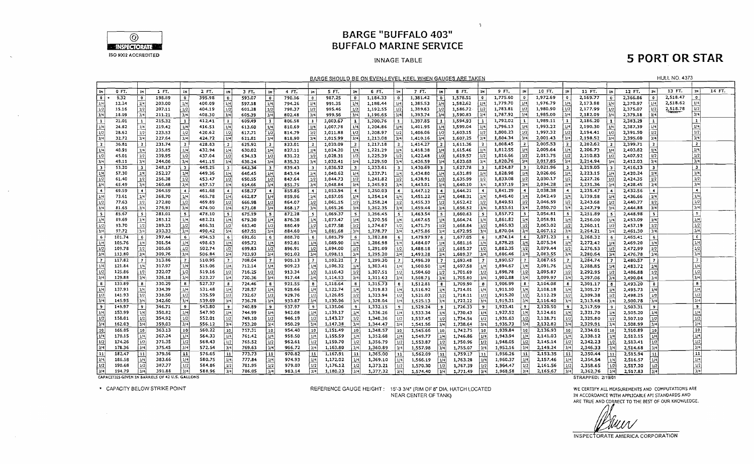# BARGE "BUFFALO 403"
# BUFFALO MARINE SERVICE

INSPECTORATE
ISO 9002 ACCREDITED

INNAGE TABLE

## 5 PORT OR STAR

BARGE SHOULD BE ON EVEN-LEVEL KEEL WHEN GAUGES ARE TAKEN

HULL NO. 4373

| IN | 0 FT. | 1 FT. | 2 FT. | 3 FT. | 4 FT. | 5 FT. | 6 FT. | 7 FT. | 8 FT. | 9 FT. | 10 FT. | 11 FT. | 12 FT. | 13 FT. | 14 FT. |
|---|---|---|---|---|---|---|---|---|---|---|---|---|---|---|---|
| 0 | * 9.32 | 198.89 | 395.98 | 593.07 | 790.16 | 987.25 | 1,184.33 | 1,381.42 | 1,578.51 | 1,775.60 | 1,972.69 | 2,169.77 | 2,366.86 | 2,518.47 | |
| 1/4 | 12.24 | 203.00 | 400.09 | 597.18 | 794.26 | 991.35 | 1,188.44 | 1,385.53 | 1,582.62 | 1,779.70 | 1,976.79 | 2,173.88 | 2,370.97 | 2,518.62 | |
| 1/2 | 15.16 | 207.11 | 404.19 | 601.28 | 798.37 | 995.46 | 1,192.55 | 1,389.63 | 1,586.72 | 1,783.81 | 1,980.90 | 2,177.99 | 2,375.07 | 2,518.78 | |
| 3/4 | 18.09 | 211.21 | 408.30 | 605.39 | 802.48 | 999.56 | 1,196.65 | 1,393.74 | 1,590.83 | 1,787.92 | 1,985.00 | 2,182.09 | 2,379.18 | | |
| 1 | 21.01 | 215.32 | 412.41 | 609.49 | 806.58 | 1,003.67 | 1,200.76 | 1,397.85 | 1,594.93 | 1,792.02 | 1,989.11 | 2,186.20 | 2,383.29 | | |
| 1/4 | 24.82 | 219.42 | 416.51 | 613.60 | 810.69 | 1,007.78 | 1,204.86 | 1,401.95 | 1,599.04 | 1,796.13 | 1,993.22 | 2,190.30 | 2,387.39 | | |
| 1/2 | 28.62 | 223.53 | 420.62 | 617.71 | 814.79 | 1,011.88 | 1,208.97 | 1,406.06 | 1,603.15 | 1,800.23 | 1,997.32 | 2,194.41 | 2,391.50 | | |
| 3/4 | 32.72 | 227.64 | 424.72 | 621.81 | 818.90 | 1,015.99 | 1,213.08 | 1,410.16 | 1,607.25 | 1,804.34 | 2,001.43 | 2,198.52 | 2,395.60 | | |
| 2 | 36.81 | 231.74 | 428.83 | 625.92 | 823.01 | 1,020.09 | 1,217.18 | 1,414.27 | 1,611.36 | 1,808.45 | 2,005.53 | 2,202.62 | 2,399.71 | | |
| 1/4 | 40.91 | 235.85 | 432.94 | 630.02 | 827.11 | 1,024.20 | 1,221.29 | 1,418.38 | 1,615.46 | 1,812.55 | 2,009.64 | 2,206.73 | 2,403.82 | | |
| 1/2 | 45.01 | 239.95 | 437.04 | 634.13 | 831.22 | 1,028.31 | 1,225.39 | 1,422.48 | 1,619.57 | 1,816.66 | 2,013.75 | 2,210.83 | 2,407.92 | | |
| 3/4 | 49.11 | 244.06 | 441.15 | 638.24 | 835.32 | 1,032.41 | 1,229.50 | 1,426.59 | 1,623.68 | 1,820.76 | 2,017.85 | 2,214.94 | 2,412.03 | | |
| 3 | 53.20 | 248.17 | 445.25 | 642.34 | 839.43 | 1,036.52 | 1,233.61 | 1,430.69 | 1,627.78 | 1,824.87 | 2,021.96 | 2,219.05 | 2,416.13 | | |
| 1/4 | 57.30 | 252.27 | 449.36 | 646.45 | 843.54 | 1,040.62 | 1,237.71 | 1,434.80 | 1,631.89 | 1,828.98 | 2,026.06 | 2,223.15 | 2,420.24 | | |
| 1/2 | 61.40 | 256.38 | 453.47 | 650.55 | 847.64 | 1,044.73 | 1,241.82 | 1,438.91 | 1,635.99 | 1,833.08 | 2,030.17 | 2,227.26 | 2,424.35 | | |
| 3/4 | 65.49 | 260.48 | 457.57 | 654.66 | 851.75 | 1,048.84 | 1,245.92 | 1,443.01 | 1,640.10 | 1,837.19 | 2,034.28 | 2,231.36 | 2,428.45 | | |
| 4 | 69.59 | 264.59 | 461.68 | 658.77 | 855.85 | 1,052.94 | 1,250.03 | 1,447.12 | 1,644.21 | 1,841.29 | 2,038.38 | 2,235.47 | 2,432.56 | | |
| 1/4 | 73.61 | 268.70 | 465.78 | 662.87 | 859.96 | 1,057.05 | 1,254.14 | 1,451.22 | 1,648.31 | 1,845.40 | 2,042.49 | 2,239.58 | 2,436.66 | | |
| 1/2 | 77.63 | 272.80 | 469.89 | 666.98 | 864.07 | 1,061.15 | 1,258.24 | 1,455.33 | 1,652.42 | 1,849.51 | 2,046.59 | 2,243.68 | 2,440.77 | | |
| 3/4 | 81.65 | 276.91 | 474.00 | 671.08 | 868.17 | 1,065.26 | 1,262.35 | 1,459.44 | 1,656.52 | 1,853.61 | 2,050.70 | 2,247.79 | 2,444.88 | | |
| 5 | 85.67 | 281.01 | 478.10 | 675.19 | 872.28 | 1,069.37 | 1,266.45 | 1,463.54 | 1,660.63 | 1,857.72 | 2,054.81 | 2,251.89 | 2,448.98 | | |
| 1/4 | 89.69 | 285.12 | 482.21 | 679.30 | 876.38 | 1,073.47 | 1,270.56 | 1,467.65 | 1,664.74 | 1,861.82 | 2,058.91 | 2,256.00 | 2,453.09 | | |
| 1/2 | 93.70 | 289.23 | 486.31 | 683.40 | 880.49 | 1,077.58 | 1,274.67 | 1,471.75 | 1,668.84 | 1,865.93 | 2,063.02 | 2,260.11 | 2,457.19 | | |
| 3/4 | 97.72 | 293.33 | 490.42 | 687.51 | 884.60 | 1,081.68 | 1,278.77 | 1,475.86 | 1,672.95 | 1,870.04 | 2,067.12 | 2,264.21 | 2,461.30 | | |
| 6 | 101.74 | 297.44 | 494.53 | 691.61 | 888.70 | 1,085.79 | 1,282.88 | 1,479.97 | 1,677.05 | 1,874.14 | 2,071.23 | 2,268.32 | 2,465.41 | | |
| 1/4 | 105.76 | 301.54 | 498.63 | 695.72 | 892.81 | 1,089.90 | 1,286.98 | 1,484.07 | 1,681.16 | 1,878.25 | 2,075.34 | 2,272.42 | 2,469.20 | | |
| 1/2 | 109.78 | 305.65 | 502.74 | 699.83 | 896.91 | 1,094.00 | 1,291.09 | 1,488.18 | 1,685.27 | 1,882.35 | 2,079.44 | 2,276.53 | 2,472.99 | | |
| 3/4 | 113.80 | 309.76 | 506.84 | 703.93 | 901.02 | 1,098.11 | 1,295.20 | 1,492.28 | 1,689.37 | 1,886.46 | 2,083.55 | 2,280.64 | 2,476.78 | | |
| 7 | 117.82 | 313.86 | 510.95 | 708.04 | 905.13 | 1,102.21 | 1,299.30 | 1,496.39 | 1,693.48 | 1,890.57 | 2,087.65 | 2,284.74 | 2,480.57 | | |
| 1/4 | 121.84 | 317.97 | 515.06 | 712.14 | 909.23 | 1,106.32 | 1,303.41 | 1,500.50 | 1,697.58 | 1,894.67 | 2,091.76 | 2,288.85 | 2,483.72 | | |
| 1/2 | 125.86 | 322.07 | 519.16 | 716.25 | 913.34 | 1,110.43 | 1,307.51 | 1,504.60 | 1,701.69 | 1,898.78 | 2,095.87 | 2,292.95 | 2,486.88 | | |
| 3/4 | 129.88 | 326.18 | 523.27 | 720.36 | 917.44 | 1,114.53 | 1,311.62 | 1,508.71 | 1,705.80 | 1,902.88 | 2,099.97 | 2,297.06 | 2,490.04 | | |
| 8 | 133.89 | 330.29 | 527.37 | 724.46 | 921.55 | 1,118.64 | 1,315.73 | 1,512.81 | 1,709.90 | 1,906.99 | 2,104.08 | 2,301.17 | 2,493.20 | | |
| 1/4 | 137.91 | 334.39 | 531.48 | 728.57 | 925.66 | 1,122.74 | 1,319.83 | 1,516.92 | 1,714.01 | 1,911.10 | 2,108.18 | 2,305.27 | 2,495.73 | | |
| 1/2 | 141.93 | 338.50 | 535.59 | 732.67 | 929.76 | 1,126.85 | 1,323.94 | 1,521.03 | 1,718.11 | 1,915.20 | 2,112.29 | 2,309.38 | 2,498.25 | | |
| 3/4 | 145.95 | 342.60 | 539.69 | 736.78 | 933.87 | 1,130.96 | 1,328.04 | 1,525.13 | 1,722.22 | 1,919.31 | 2,116.40 | 2,313.48 | 2,500.78 | | |
| 9 | 149.97 | 346.71 | 543.80 | 740.89 | 937.97 | 1,135.06 | 1,332.15 | 1,529.24 | 1,726.33 | 1,923.41 | 2,120.50 | 2,317.59 | 2,503.31 | | |
| 1/4 | 153.99 | 350.82 | 547.90 | 744.99 | 942.08 | 1,139.17 | 1,336.26 | 1,533.34 | 1,730.43 | 1,927.52 | 2,124.61 | 2,321.70 | 2,505.20 | | |
| 1/2 | 158.01 | 354.92 | 552.01 | 749.10 | 946.19 | 1,143.27 | 1,340.36 | 1,537.45 | 1,734.54 | 1,931.63 | 2,128.71 | 2,325.80 | 2,507.10 | | |
| 3/4 | 162.03 | 359.03 | 556.12 | 753.20 | 950.29 | 1,147.38 | 1,344.47 | 1,541.56 | 1,738.64 | 1,935.73 | 2,132.82 | 2,329.91 | 2,508.99 | | |
| 10 | 166.05 | 363.13 | 560.22 | 757.31 | 954.40 | 1,151.49 | 1,348.57 | 1,545.66 | 1,742.75 | 1,939.84 | 2,136.93 | 2,334.01 | 2,510.89 | | |
| 1/4 | 170.15 | 367.24 | 564.33 | 761.42 | 958.50 | 1,155.59 | 1,352.68 | 1,549.77 | 1,746.86 | 1,943.94 | 2,141.03 | 2,338.12 | 2,512.15 | | |
| 1/2 | 174.26 | 371.35 | 568.43 | 765.52 | 962.61 | 1,159.70 | 1,356.79 | 1,553.87 | 1,750.96 | 1,948.05 | 2,145.14 | 2,342.23 | 2,513.41 | | |
| 3/4 | 178.36 | 375.45 | 572.54 | 769.63 | 966.72 | 1,163.80 | 1,360.89 | 1,557.98 | 1,755.07 | 1,952.16 | 2,149.24 | 2,346.33 | 2,514.68 | | |
| 11 | 182.47 | 379.56 | 576.65 | 773.73 | 970.82 | 1,167.91 | 1,365.00 | 1,562.09 | 1,759.17 | 1,956.26 | 2,153.35 | 2,350.44 | 2,515.94 | | |
| 1/4 | 186.58 | 383.66 | 580.75 | 777.84 | 974.93 | 1,172.02 | 1,369.10 | 1,566.19 | 1,763.28 | 1,960.37 | 2,157.46 | 2,354.54 | 2,516.57 | | |
| 1/2 | 190.68 | 387.77 | 584.86 | 781.95 | 979.03 | 1,176.12 | 1,373.21 | 1,570.30 | 1,767.39 | 1,964.47 | 2,161.56 | 2,358.65 | 2,517.20 | | |
| 3/4 | 194.79 | 391.88 | 588.96 | 786.05 | 983.14 | 1,180.23 | 1,377.32 | 1,574.40 | 1,771.49 | 1,968.58 | 2,165.67 | 2,362.76 | 2,517.83 | | |

CAPACITIES GIVEN IN BARRELS OF 42 U.S. GALLONS

STRAPPED: 2/19/01

* CAPACITY BELOW STRIKE POINT

REFERENCE GAUGE HEIGHT: 15'-3 3/4" (RIM OF 8" DIA. HATCH LOCATED NEAR CENTER OF TANK)

WE CERTIFY ALL MEASUREMENTS AND COMPUTATIONS ARE IN ACCORDANCE WITH APPLICABLE API STANDARDS AND ARE TRUE AND CORRECT TO THE BEST OF OUR KNOWLEDGE.

INSPECTORATE AMERICA CORPORATION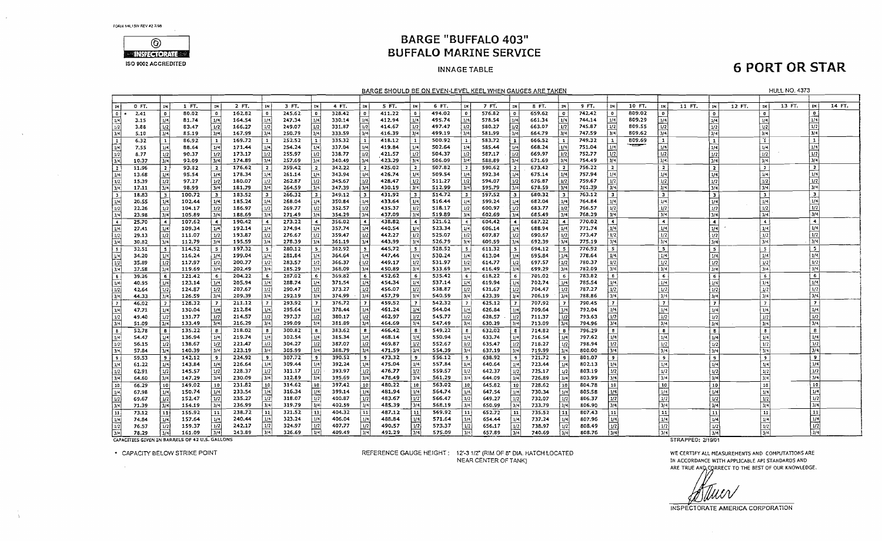FORM 9HL15W REV #2 7/98

INSPECTORATE

ISO 9002 ACCREDITED

# BARGE "BUFFALO 403"
# BUFFALO MARINE SERVICE

INNAGE TABLE

# 6 PORT OR STAR

BARGE SHOULD BE ON EVEN-LEVEL KEEL WHEN GAUGES ARE TAKEN

HULL NO. 4373

| IN | 0 FT. | IN | 1 FT. | IN | 2 FT. | IN | 3 FT. | IN | 4 FT. | IN | 5 FT. | IN | 6 FT. | IN | 7 FT. | IN | 8 FT. | IN | 9 FT. | IN | 10 FT. | IN | 11 FT. | IN | 12 FT. | IN | 13 FT. | IN | 14 FT. |
|---|---|---|---|---|---|---|---|---|---|---|---|---|---|---|---|---|---|---|---|---|---|---|---|---|---|---|---|---|---|
| 0 * | 2.41 | 0 | 80.02 | 0 | 162.82 | 0 | 245.62 | 0 | 328.42 | 0 | 411.22 | 0 | 494.02 | 0 | 576.82 | 0 | 659.62 | 0 | 742.42 | 0 | 809.02 | 0 | | 0 | | 0 | | 0 | |
| 1/4 | 3.15 | 1/4 | 81.74 | 1/4 | 164.54 | 1/4 | 247.34 | 1/4 | 330.14 | 1/4 | 412.94 | 1/4 | 495.74 | 1/4 | 578.54 | 1/4 | 661.34 | 1/4 | 744.14 | 1/4 | 809.29 | 1/4 | | 1/4 | | 1/4 | | 1/4 | |
| 1/2 | 3.88 | 1/2 | 83.47 | 1/2 | 166.27 | 1/2 | 249.07 | 1/2 | 331.87 | 1/2 | 414.67 | 1/2 | 497.47 | 1/2 | 580.27 | 1/2 | 663.07 | 1/2 | 745.87 | 1/2 | 809.55 | 1/2 | | 1/2 | | 1/2 | | 1/2 | |
| 3/4 | 5.10 | 3/4 | 85.19 | 3/4 | 167.99 | 3/4 | 250.79 | 3/4 | 333.59 | 3/4 | 416.39 | 3/4 | 499.19 | 3/4 | 581.99 | 3/4 | 664.79 | 3/4 | 747.59 | 3/4 | 809.62 | 3/4 | | 3/4 | | 3/4 | | 3/4 | |
| 1 | 6.32 | 1 | 86.92 | 1 | 169.72 | 1 | 252.52 | 1 | 335.32 | 1 | 418.12 | 1 | 500.92 | 1 | 583.72 | 1 | 666.52 | 1 | 749.32 | 1 | 809.69 | 1 | | 1 | | 1 | | 1 | |
| 1/4 | 7.55 | 1/4 | 88.64 | 1/4 | 171.44 | 1/4 | 254.24 | 1/4 | 337.04 | 1/4 | 419.84 | 1/4 | 502.64 | 1/4 | 585.44 | 1/4 | 668.24 | 1/4 | 751.04 | 1/4 | | 1/4 | | 1/4 | | 1/4 | | 1/4 | |
| 1/2 | 8.77 | 1/2 | 90.37 | 1/2 | 173.17 | 1/2 | 255.97 | 1/2 | 338.77 | 1/2 | 421.57 | 1/2 | 504.37 | 1/2 | 587.17 | 1/2 | 669.97 | 1/2 | 752.77 | 1/2 | | 1/2 | | 1/2 | | 1/2 | | 1/2 | |
| 3/4 | 10.37 | 3/4 | 92.09 | 3/4 | 174.89 | 3/4 | 257.69 | 3/4 | 340.49 | 3/4 | 423.29 | 3/4 | 506.09 | 3/4 | 588.89 | 3/4 | 671.69 | 3/4 | 754.49 | 3/4 | | 3/4 | | 3/4 | | 3/4 | | 3/4 | |
| 2 | 11.96 | 2 | 93.82 | 2 | 176.62 | 2 | 259.42 | 2 | 342.22 | 2 | 425.02 | 2 | 507.82 | 2 | 590.62 | 2 | 673.42 | 2 | 756.22 | 2 | | 2 | | 2 | | 2 | | 2 | |
| 1/4 | 13.68 | 1/4 | 95.54 | 1/4 | 178.34 | 1/4 | 261.14 | 1/4 | 343.94 | 1/4 | 426.74 | 1/4 | 509.54 | 1/4 | 592.34 | 1/4 | 675.14 | 1/4 | 757.94 | 1/4 | | 1/4 | | 1/4 | | 1/4 | | 1/4 | |
| 1/2 | 15.39 | 1/2 | 97.27 | 1/2 | 180.07 | 1/2 | 262.87 | 1/2 | 345.67 | 1/2 | 428.47 | 1/2 | 511.27 | 1/2 | 594.07 | 1/2 | 676.87 | 1/2 | 759.67 | 1/2 | | 1/2 | | 1/2 | | 1/2 | | 1/2 | |
| 3/4 | 17.11 | 3/4 | 98.99 | 3/4 | 181.79 | 3/4 | 264.59 | 3/4 | 347.39 | 3/4 | 430.19 | 3/4 | 512.99 | 3/4 | 595.79 | 3/4 | 678.59 | 3/4 | 761.39 | 3/4 | | 3/4 | | 3/4 | | 3/4 | | 3/4 | |
| 3 | 18.83 | 3 | 100.72 | 3 | 183.52 | 3 | 266.32 | 3 | 349.12 | 3 | 431.92 | 3 | 514.72 | 3 | 597.52 | 3 | 680.32 | 3 | 763.12 | 3 | | 3 | | 3 | | 3 | | 3 | |
| 1/4 | 20.55 | 1/4 | 102.44 | 1/4 | 185.24 | 1/4 | 268.04 | 1/4 | 350.84 | 1/4 | 433.64 | 1/4 | 516.44 | 1/4 | 599.24 | 1/4 | 682.04 | 1/4 | 764.84 | 1/4 | | 1/4 | | 1/4 | | 1/4 | | 1/4 | |
| 1/2 | 22.26 | 1/2 | 104.17 | 1/2 | 186.97 | 1/2 | 269.77 | 1/2 | 352.57 | 1/2 | 435.37 | 1/2 | 518.17 | 1/2 | 600.97 | 1/2 | 683.77 | 1/2 | 766.57 | 1/2 | | 1/2 | | 1/2 | | 1/2 | | 1/2 | |
| 3/4 | 23.98 | 3/4 | 105.89 | 3/4 | 188.69 | 3/4 | 271.49 | 3/4 | 354.29 | 3/4 | 437.09 | 3/4 | 519.89 | 3/4 | 602.69 | 3/4 | 685.49 | 3/4 | 768.29 | 3/4 | | 3/4 | | 3/4 | | 3/4 | | 3/4 | |
| 4 | 25.70 | 4 | 107.62 | 4 | 190.42 | 4 | 273.22 | 4 | 356.02 | 4 | 438.82 | 4 | 521.62 | 4 | 604.42 | 4 | 687.22 | 4 | 770.02 | 4 | | 4 | | 4 | | 4 | | 4 | |
| 1/4 | 27.41 | 1/4 | 109.34 | 1/4 | 192.14 | 1/4 | 274.94 | 1/4 | 357.74 | 1/4 | 440.54 | 1/4 | 523.34 | 1/4 | 606.14 | 1/4 | 688.94 | 1/4 | 771.74 | 1/4 | | 1/4 | | 1/4 | | 1/4 | | 1/4 | |
| 1/2 | 29.13 | 1/2 | 111.07 | 1/2 | 193.87 | 1/2 | 276.67 | 1/2 | 359.47 | 1/2 | 442.27 | 1/2 | 525.07 | 1/2 | 607.87 | 1/2 | 690.67 | 1/2 | 773.47 | 1/2 | | 1/2 | | 1/2 | | 1/2 | | 1/2 | |
| 3/4 | 30.82 | 3/4 | 112.79 | 3/4 | 195.59 | 3/4 | 278.39 | 3/4 | 361.19 | 3/4 | 443.99 | 3/4 | 526.79 | 3/4 | 609.59 | 3/4 | 692.39 | 3/4 | 775.19 | 3/4 | | 3/4 | | 3/4 | | 3/4 | | 3/4 | |
| 5 | 32.51 | 5 | 114.52 | 5 | 197.32 | 5 | 280.12 | 5 | 362.92 | 5 | 445.72 | 5 | 528.52 | 5 | 611.32 | 5 | 694.12 | 5 | 776.92 | 5 | | 5 | | 5 | | 5 | | 5 | |
| 1/4 | 34.20 | 1/4 | 116.24 | 1/4 | 199.04 | 1/4 | 281.84 | 1/4 | 364.64 | 1/4 | 447.44 | 1/4 | 530.24 | 1/4 | 613.04 | 1/4 | 695.84 | 1/4 | 778.64 | 1/4 | | 1/4 | | 1/4 | | 1/4 | | 1/4 | |
| 1/2 | 35.89 | 1/2 | 117.97 | 1/2 | 200.77 | 1/2 | 283.57 | 1/2 | 366.37 | 1/2 | 449.17 | 1/2 | 531.97 | 1/2 | 614.77 | 1/2 | 697.57 | 1/2 | 780.37 | 1/2 | | 1/2 | | 1/2 | | 1/2 | | 1/2 | |
| 3/4 | 37.58 | 3/4 | 119.69 | 3/4 | 202.49 | 3/4 | 285.29 | 3/4 | 368.09 | 3/4 | 450.89 | 3/4 | 533.69 | 3/4 | 616.49 | 3/4 | 699.29 | 3/4 | 782.09 | 3/4 | | 3/4 | | 3/4 | | 3/4 | | 3/4 | |
| 6 | 39.26 | 6 | 121.42 | 6 | 204.22 | 6 | 287.02 | 6 | 369.82 | 6 | 452.62 | 6 | 535.42 | 6 | 618.22 | 6 | 701.02 | 6 | 783.82 | 6 | | 6 | | 6 | | 6 | | 6 | |
| 1/4 | 40.95 | 1/4 | 123.14 | 1/4 | 205.94 | 1/4 | 288.74 | 1/4 | 371.54 | 1/4 | 454.34 | 1/4 | 537.14 | 1/4 | 619.94 | 1/4 | 702.74 | 1/4 | 785.54 | 1/4 | | 1/4 | | 1/4 | | 1/4 | | 1/4 | |
| 1/2 | 42.64 | 1/2 | 124.87 | 1/2 | 207.67 | 1/2 | 290.47 | 1/2 | 373.27 | 1/2 | 456.07 | 1/2 | 538.87 | 1/2 | 621.67 | 1/2 | 704.47 | 1/2 | 787.27 | 1/2 | | 1/2 | | 1/2 | | 1/2 | | 1/2 | |
| 3/4 | 44.33 | 3/4 | 126.59 | 3/4 | 209.39 | 3/4 | 292.19 | 3/4 | 374.99 | 3/4 | 457.79 | 3/4 | 540.59 | 3/4 | 623.39 | 3/4 | 706.19 | 3/4 | 788.86 | 3/4 | | 3/4 | | 3/4 | | 3/4 | | 3/4 | |
| 7 | 46.02 | 7 | 128.32 | 7 | 211.12 | 7 | 293.92 | 7 | 376.72 | 7 | 459.52 | 7 | 542.32 | 7 | 625.12 | 7 | 707.92 | 7 | 790.45 | 7 | | 7 | | 7 | | 7 | | 7 | |
| 1/4 | 47.71 | 1/4 | 130.04 | 1/4 | 212.84 | 1/4 | 295.64 | 1/4 | 378.44 | 1/4 | 461.24 | 1/4 | 544.04 | 1/4 | 626.84 | 1/4 | 709.64 | 1/4 | 792.04 | 1/4 | | 1/4 | | 1/4 | | 1/4 | | 1/4 | |
| 1/2 | 49.40 | 1/2 | 131.77 | 1/2 | 214.57 | 1/2 | 297.37 | 1/2 | 380.17 | 1/2 | 462.97 | 1/2 | 545.77 | 1/2 | 628.57 | 1/2 | 711.37 | 1/2 | 793.63 | 1/2 | | 1/2 | | 1/2 | | 1/2 | | 1/2 | |
| 3/4 | 51.09 | 3/4 | 133.49 | 3/4 | 216.29 | 3/4 | 299.09 | 3/4 | 381.89 | 3/4 | 464.69 | 3/4 | 547.49 | 3/4 | 630.29 | 3/4 | 713.09 | 3/4 | 794.96 | 3/4 | | 3/4 | | 3/4 | | 3/4 | | 3/4 | |
| 8 | 52.78 | 8 | 135.22 | 8 | 218.02 | 8 | 300.82 | 8 | 383.62 | 8 | 466.42 | 8 | 549.22 | 8 | 632.02 | 8 | 714.82 | 8 | 796.29 | 8 | | 8 | | 8 | | 8 | | 8 | |
| 1/4 | 54.47 | 1/4 | 136.94 | 1/4 | 219.74 | 1/4 | 302.54 | 1/4 | 385.34 | 1/4 | 468.14 | 1/4 | 550.94 | 1/4 | 633.74 | 1/4 | 716.54 | 1/4 | 797.62 | 1/4 | | 1/4 | | 1/4 | | 1/4 | | 1/4 | |
| 1/2 | 56.15 | 1/2 | 138.67 | 1/2 | 221.47 | 1/2 | 304.27 | 1/2 | 387.07 | 1/2 | 469.87 | 1/2 | 552.67 | 1/2 | 635.47 | 1/2 | 718.27 | 1/2 | 798.94 | 1/2 | | 1/2 | | 1/2 | | 1/2 | | 1/2 | |
| 3/4 | 57.84 | 3/4 | 140.39 | 3/4 | 223.19 | 3/4 | 305.99 | 3/4 | 388.79 | 3/4 | 471.59 | 3/4 | 554.39 | 3/4 | 637.19 | 3/4 | 719.99 | 3/4 | 800.00 | 3/4 | | 3/4 | | 3/4 | | 3/4 | | 3/4 | |
| 9 | 59.53 | 9 | 142.12 | 9 | 224.92 | 9 | 307.72 | 9 | 390.52 | 9 | 473.32 | 9 | 556.12 | 9 | 638.92 | 9 | 721.72 | 9 | 801.07 | 9 | | 9 | | 9 | | 9 | | 9 | |
| 1/4 | 61.22 | 1/4 | 143.84 | 1/4 | 226.64 | 1/4 | 309.44 | 1/4 | 392.24 | 1/4 | 475.04 | 1/4 | 557.84 | 1/4 | 640.64 | 1/4 | 723.44 | 1/4 | 802.13 | 1/4 | | 1/4 | | 1/4 | | 1/4 | | 1/4 | |
| 1/2 | 62.91 | 1/2 | 145.57 | 1/2 | 228.37 | 1/2 | 311.17 | 1/2 | 393.97 | 1/2 | 476.77 | 1/2 | 559.57 | 1/2 | 642.37 | 1/2 | 725.17 | 1/2 | 803.19 | 1/2 | | 1/2 | | 1/2 | | 1/2 | | 1/2 | |
| 3/4 | 64.60 | 3/4 | 147.29 | 3/4 | 230.09 | 3/4 | 312.89 | 3/4 | 395.69 | 3/4 | 478.49 | 3/4 | 561.29 | 3/4 | 644.09 | 3/4 | 726.89 | 3/4 | 803.99 | 3/4 | | 3/4 | | 3/4 | | 3/4 | | 3/4 | |
| 10 | 66.29 | 10 | 149.02 | 10 | 231.82 | 10 | 314.62 | 10 | 397.42 | 10 | 480.22 | 10 | 563.02 | 10 | 645.82 | 10 | 728.62 | 10 | 804.78 | 10 | | 10 | | 10 | | 10 | | 10 | |
| 1/4 | 67.98 | 1/4 | 150.74 | 1/4 | 233.54 | 1/4 | 316.34 | 1/4 | 399.14 | 1/4 | 481.94 | 1/4 | 564.74 | 1/4 | 647.54 | 1/4 | 730.34 | 1/4 | 805.58 | 1/4 | | 1/4 | | 1/4 | | 1/4 | | 1/4 | |
| 1/2 | 69.67 | 1/2 | 152.47 | 1/2 | 235.27 | 1/2 | 318.07 | 1/2 | 400.87 | 1/2 | 483.67 | 1/2 | 566.47 | 1/2 | 649.27 | 1/2 | 732.07 | 1/2 | 806.37 | 1/2 | | 1/2 | | 1/2 | | 1/2 | | 1/2 | |
| 3/4 | 71.39 | 3/4 | 154.19 | 3/4 | 236.99 | 3/4 | 319.79 | 3/4 | 402.59 | 3/4 | 485.39 | 3/4 | 568.19 | 3/4 | 650.99 | 3/4 | 733.79 | 3/4 | 806.90 | 3/4 | | 3/4 | | 3/4 | | 3/4 | | 3/4 | |
| 11 | 73.12 | 11 | 155.92 | 11 | 238.72 | 11 | 321.52 | 11 | 404.32 | 11 | 487.12 | 11 | 569.92 | 11 | 652.72 | 11 | 735.52 | 11 | 807.43 | 11 | | 11 | | 11 | | 11 | | 11 | |
| 1/4 | 74.84 | 1/4 | 157.64 | 1/4 | 240.44 | 1/4 | 323.24 | 1/4 | 406.04 | 1/4 | 488.84 | 1/4 | 571.64 | 1/4 | 654.44 | 1/4 | 737.24 | 1/4 | 807.96 | 1/4 | | 1/4 | | 1/4 | | 1/4 | | 1/4 | |
| 1/2 | 76.57 | 1/2 | 159.37 | 1/2 | 242.17 | 1/2 | 324.97 | 1/2 | 407.77 | 1/2 | 490.57 | 1/2 | 573.37 | 1/2 | 656.17 | 1/2 | 738.97 | 1/2 | 808.49 | 1/2 | | 1/2 | | 1/2 | | 1/2 | | 1/2 | |
| 3/4 | 78.29 | 3/4 | 161.09 | 3/4 | 243.89 | 3/4 | 326.69 | 3/4 | 409.49 | 3/4 | 492.29 | 3/4 | 575.09 | 3/4 | 657.89 | 3/4 | 740.69 | 3/4 | 808.76 | 3/4 | | 3/4 | | 3/4 | | 3/4 | | 3/4 | |

CAPACITIES GIVEN IN BARRELS OF 42 U.S. GALLONS

STRAPPED: 2/19/01

* CAPACITY BELOW STRIKE POINT

REFERENCE GAUGE HEIGHT : 12'-3 1/2" (RIM OF 8" DIA. HATCH LOCATED NEAR CENTER OF TANK)

WE CERTIFY ALL MEASUREMENTS AND COMPUTATIONS ARE IN ACCORDANCE WITH APPLICABLE API STANDARDS AND ARE TRUE AND CORRECT TO THE BEST OF OUR KNOWLEDGE.

INSPECTORATE AMERICA CORPORATION